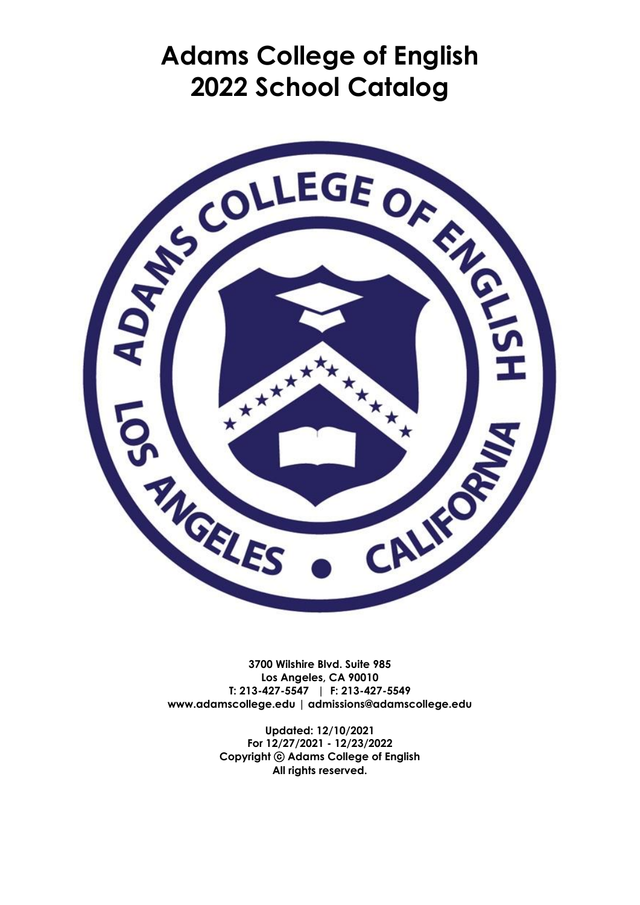# Adams College of English
# 2022 School Catalog

**3700 Wilshire Blvd. Suite 985**
**Los Angeles, CA 90010**
**T: 213-427-5547 | F: 213-427-5549**
**www.adamscollege.edu | admissions@adamscollege.edu**

**Updated: 12/10/2021**
**For 12/27/2021 - 12/23/2022**
**Copyright © Adams College of English**
**All rights reserved.**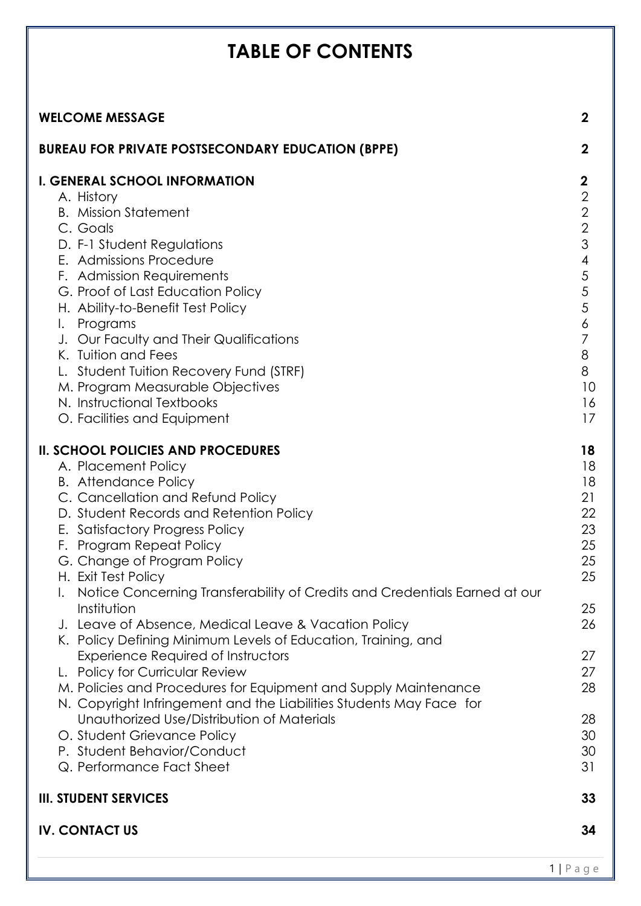# TABLE OF CONTENTS

| | |
|---|---|
| **WELCOME MESSAGE** | **2** |
| **BUREAU FOR PRIVATE POSTSECONDARY EDUCATION (BPPE)** | **2** |
| **I. GENERAL SCHOOL INFORMATION** | **2** |
| A. History | 2 |
| B. Mission Statement | 2 |
| C. Goals | 2 |
| D. F-1 Student Regulations | 3 |
| E. Admissions Procedure | 4 |
| F. Admission Requirements | 5 |
| G. Proof of Last Education Policy | 5 |
| H. Ability-to-Benefit Test Policy | 5 |
| I. Programs | 6 |
| J. Our Faculty and Their Qualifications | 7 |
| K. Tuition and Fees | 8 |
| L. Student Tuition Recovery Fund (STRF) | 8 |
| M. Program Measurable Objectives | 10 |
| N. Instructional Textbooks | 16 |
| O. Facilities and Equipment | 17 |
| **II. SCHOOL POLICIES AND PROCEDURES** | **18** |
| A. Placement Policy | 18 |
| B. Attendance Policy | 18 |
| C. Cancellation and Refund Policy | 21 |
| D. Student Records and Retention Policy | 22 |
| E. Satisfactory Progress Policy | 23 |
| F. Program Repeat Policy | 25 |
| G. Change of Program Policy | 25 |
| H. Exit Test Policy | 25 |
| I. Notice Concerning Transferability of Credits and Credentials Earned at our Institution | 25 |
| J. Leave of Absence, Medical Leave & Vacation Policy | 26 |
| K. Policy Defining Minimum Levels of Education, Training, and Experience Required of Instructors | 27 |
| L. Policy for Curricular Review | 27 |
| M. Policies and Procedures for Equipment and Supply Maintenance | 28 |
| N. Copyright Infringement and the Liabilities Students May Face for Unauthorized Use/Distribution of Materials | 28 |
| O. Student Grievance Policy | 30 |
| P. Student Behavior/Conduct | 30 |
| Q. Performance Fact Sheet | 31 |
| **III. STUDENT SERVICES** | **33** |
| **IV. CONTACT US** | **34** |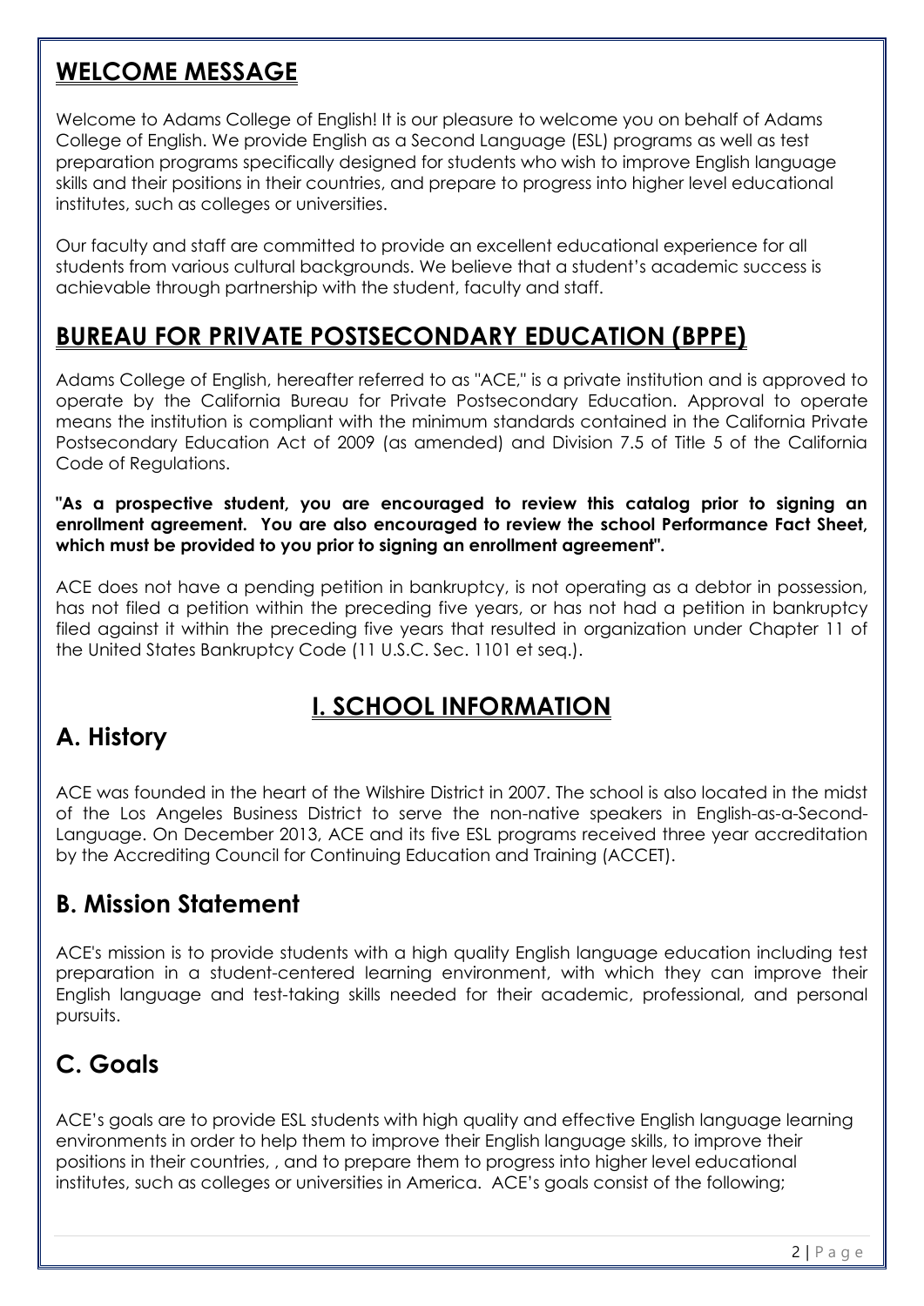## WELCOME MESSAGE

Welcome to Adams College of English! It is our pleasure to welcome you on behalf of Adams College of English. We provide English as a Second Language (ESL) programs as well as test preparation programs specifically designed for students who wish to improve English language skills and their positions in their countries, and prepare to progress into higher level educational institutes, such as colleges or universities.

Our faculty and staff are committed to provide an excellent educational experience for all students from various cultural backgrounds. We believe that a student's academic success is achievable through partnership with the student, faculty and staff.

## BUREAU FOR PRIVATE POSTSECONDARY EDUCATION (BPPE)

Adams College of English, hereafter referred to as "ACE," is a private institution and is approved to operate by the California Bureau for Private Postsecondary Education. Approval to operate means the institution is compliant with the minimum standards contained in the California Private Postsecondary Education Act of 2009 (as amended) and Division 7.5 of Title 5 of the California Code of Regulations.

**"As a prospective student, you are encouraged to review this catalog prior to signing an enrollment agreement. You are also encouraged to review the school Performance Fact Sheet, which must be provided to you prior to signing an enrollment agreement".**

ACE does not have a pending petition in bankruptcy, is not operating as a debtor in possession, has not filed a petition within the preceding five years, or has not had a petition in bankruptcy filed against it within the preceding five years that resulted in organization under Chapter 11 of the United States Bankruptcy Code (11 U.S.C. Sec. 1101 et seq.).

# I. SCHOOL INFORMATION

## A. History

ACE was founded in the heart of the Wilshire District in 2007. The school is also located in the midst of the Los Angeles Business District to serve the non-native speakers in English-as-a-Second-Language. On December 2013, ACE and its five ESL programs received three year accreditation by the Accrediting Council for Continuing Education and Training (ACCET).

## B. Mission Statement

ACE's mission is to provide students with a high quality English language education including test preparation in a student-centered learning environment, with which they can improve their English language and test-taking skills needed for their academic, professional, and personal pursuits.

## C. Goals

ACE's goals are to provide ESL students with high quality and effective English language learning environments in order to help them to improve their English language skills, to improve their positions in their countries, , and to prepare them to progress into higher level educational institutes, such as colleges or universities in America. ACE's goals consist of the following;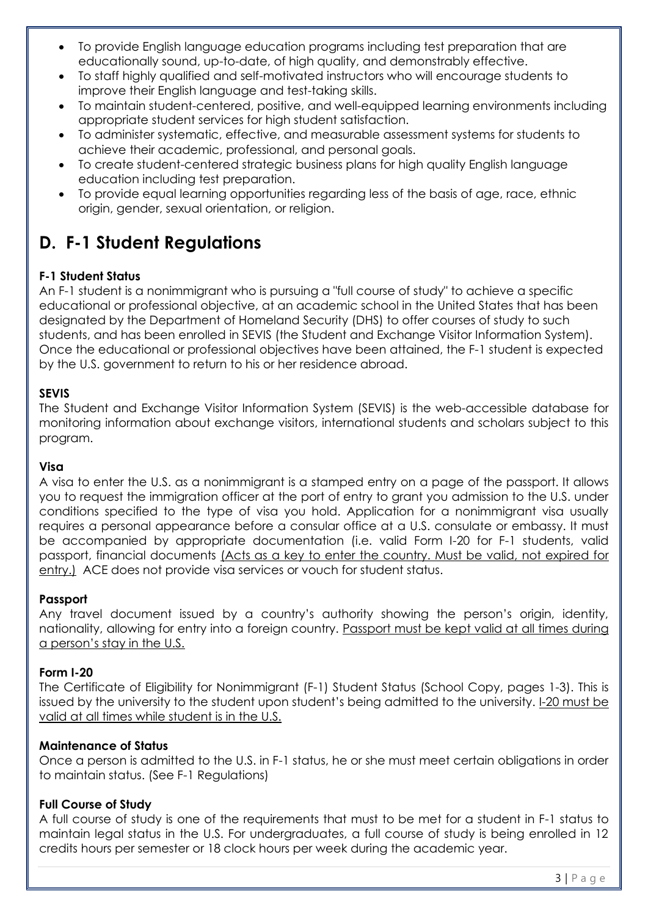- To provide English language education programs including test preparation that are educationally sound, up-to-date, of high quality, and demonstrably effective.
- To staff highly qualified and self-motivated instructors who will encourage students to improve their English language and test-taking skills.
- To maintain student-centered, positive, and well-equipped learning environments including appropriate student services for high student satisfaction.
- To administer systematic, effective, and measurable assessment systems for students to achieve their academic, professional, and personal goals.
- To create student-centered strategic business plans for high quality English language education including test preparation.
- To provide equal learning opportunities regarding less of the basis of age, race, ethnic origin, gender, sexual orientation, or religion.

## D. F-1 Student Regulations

**F-1 Student Status**

An F-1 student is a nonimmigrant who is pursuing a "full course of study" to achieve a specific educational or professional objective, at an academic school in the United States that has been designated by the Department of Homeland Security (DHS) to offer courses of study to such students, and has been enrolled in SEVIS (the Student and Exchange Visitor Information System). Once the educational or professional objectives have been attained, the F-1 student is expected by the U.S. government to return to his or her residence abroad.

**SEVIS**

The Student and Exchange Visitor Information System (SEVIS) is the web-accessible database for monitoring information about exchange visitors, international students and scholars subject to this program.

**Visa**

A visa to enter the U.S. as a nonimmigrant is a stamped entry on a page of the passport. It allows you to request the immigration officer at the port of entry to grant you admission to the U.S. under conditions specified to the type of visa you hold. Application for a nonimmigrant visa usually requires a personal appearance before a consular office at a U.S. consulate or embassy. It must be accompanied by appropriate documentation (i.e. valid Form I-20 for F-1 students, valid passport, financial documents <u>(Acts as a key to enter the country. Must be valid, not expired for entry.)</u> ACE does not provide visa services or vouch for student status.

**Passport**

Any travel document issued by a country's authority showing the person's origin, identity, nationality, allowing for entry into a foreign country. <u>Passport must be kept valid at all times during a person's stay in the U.S.</u>

**Form I-20**

The Certificate of Eligibility for Nonimmigrant (F-1) Student Status (School Copy, pages 1-3). This is issued by the university to the student upon student's being admitted to the university. <u>I-20 must be valid at all times while student is in the U.S.</u>

**Maintenance of Status**

Once a person is admitted to the U.S. in F-1 status, he or she must meet certain obligations in order to maintain status. (See F-1 Regulations)

**Full Course of Study**

A full course of study is one of the requirements that must to be met for a student in F-1 status to maintain legal status in the U.S. For undergraduates, a full course of study is being enrolled in 12 credits hours per semester or 18 clock hours per week during the academic year.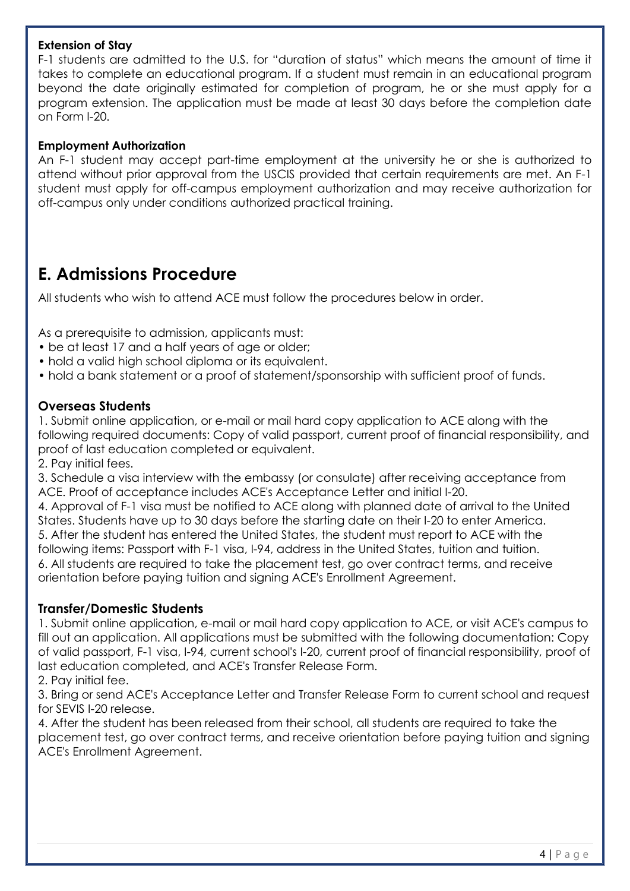**Extension of Stay**

F-1 students are admitted to the U.S. for "duration of status" which means the amount of time it takes to complete an educational program. If a student must remain in an educational program beyond the date originally estimated for completion of program, he or she must apply for a program extension. The application must be made at least 30 days before the completion date on Form I-20.

**Employment Authorization**

An F-1 student may accept part-time employment at the university he or she is authorized to attend without prior approval from the USCIS provided that certain requirements are met. An F-1 student must apply for off-campus employment authorization and may receive authorization for off-campus only under conditions authorized practical training.

## E. Admissions Procedure

All students who wish to attend ACE must follow the procedures below in order.

As a prerequisite to admission, applicants must:

- be at least 17 and a half years of age or older;
- hold a valid high school diploma or its equivalent.
- hold a bank statement or a proof of statement/sponsorship with sufficient proof of funds.

### Overseas Students

1. Submit online application, or e-mail or mail hard copy application to ACE along with the following required documents: Copy of valid passport, current proof of financial responsibility, and proof of last education completed or equivalent.
2. Pay initial fees.
3. Schedule a visa interview with the embassy (or consulate) after receiving acceptance from ACE. Proof of acceptance includes ACE's Acceptance Letter and initial I-20.
4. Approval of F-1 visa must be notified to ACE along with planned date of arrival to the United States. Students have up to 30 days before the starting date on their I-20 to enter America.
5. After the student has entered the United States, the student must report to ACE with the following items: Passport with F-1 visa, I-94, address in the United States, tuition and tuition.
6. All students are required to take the placement test, go over contract terms, and receive orientation before paying tuition and signing ACE's Enrollment Agreement.

### Transfer/Domestic Students

1. Submit online application, e-mail or mail hard copy application to ACE, or visit ACE's campus to fill out an application. All applications must be submitted with the following documentation: Copy of valid passport, F-1 visa, I-94, current school's I-20, current proof of financial responsibility, proof of last education completed, and ACE's Transfer Release Form.
2. Pay initial fee.
3. Bring or send ACE's Acceptance Letter and Transfer Release Form to current school and request for SEVIS I-20 release.
4. After the student has been released from their school, all students are required to take the placement test, go over contract terms, and receive orientation before paying tuition and signing ACE's Enrollment Agreement.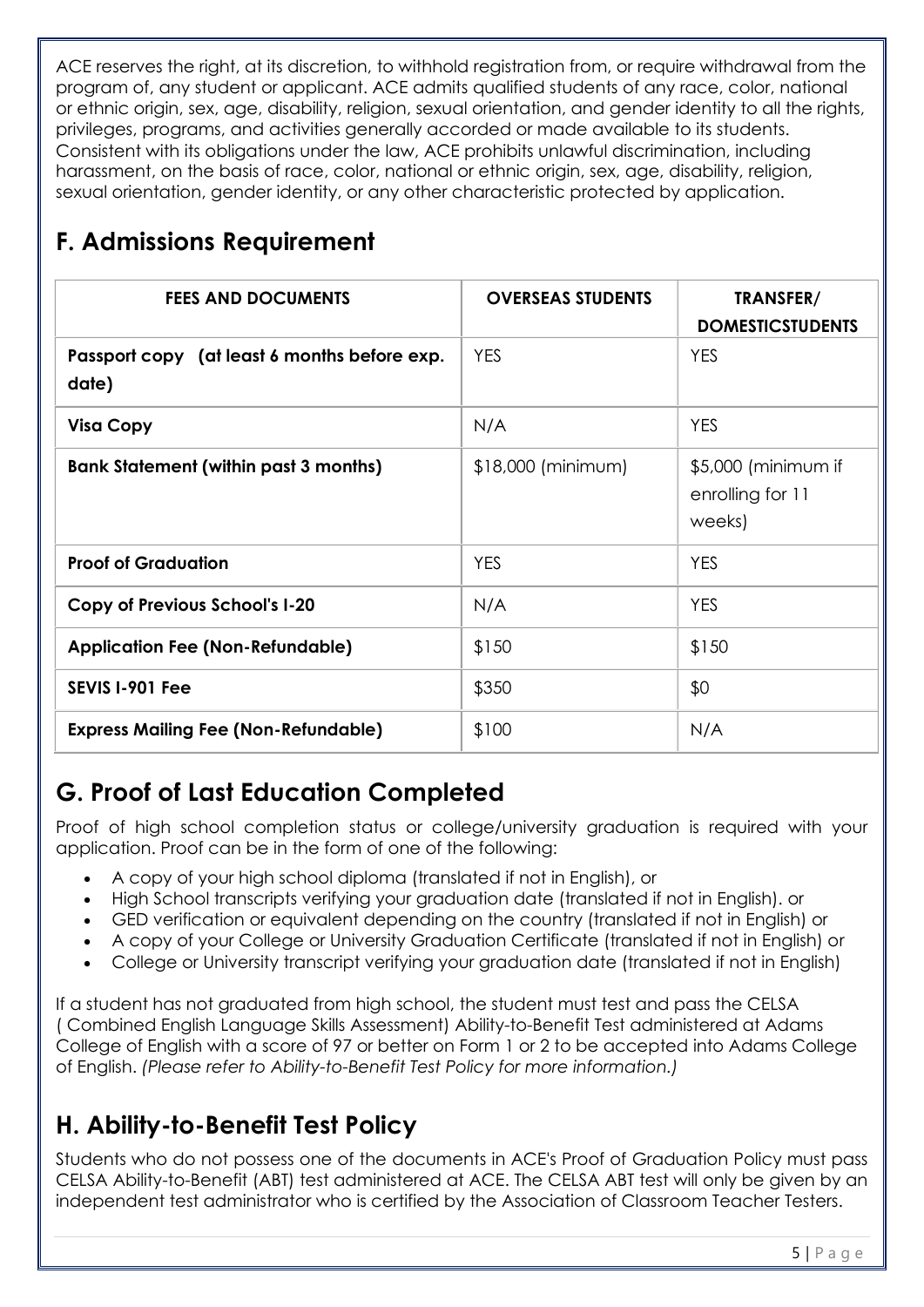ACE reserves the right, at its discretion, to withhold registration from, or require withdrawal from the program of, any student or applicant. ACE admits qualified students of any race, color, national or ethnic origin, sex, age, disability, religion, sexual orientation, and gender identity to all the rights, privileges, programs, and activities generally accorded or made available to its students. Consistent with its obligations under the law, ACE prohibits unlawful discrimination, including harassment, on the basis of race, color, national or ethnic origin, sex, age, disability, religion, sexual orientation, gender identity, or any other characteristic protected by application.

## F. Admissions Requirement

| FEES AND DOCUMENTS | OVERSEAS STUDENTS | TRANSFER/ DOMESTICSTUDENTS |
|---|---|---|
| **Passport copy (at least 6 months before exp. date)** | YES | YES |
| **Visa Copy** | N/A | YES |
| **Bank Statement (within past 3 months)** | $18,000 (minimum) | $5,000 (minimum if enrolling for 11 weeks) |
| **Proof of Graduation** | YES | YES |
| **Copy of Previous School's I-20** | N/A | YES |
| **Application Fee (Non-Refundable)** | $150 | $150 |
| **SEVIS I-901 Fee** | $350 | $0 |
| **Express Mailing Fee (Non-Refundable)** | $100 | N/A |

## G. Proof of Last Education Completed

Proof of high school completion status or college/university graduation is required with your application. Proof can be in the form of one of the following:

- A copy of your high school diploma (translated if not in English), or
- High School transcripts verifying your graduation date (translated if not in English). or
- GED verification or equivalent depending on the country (translated if not in English) or
- A copy of your College or University Graduation Certificate (translated if not in English) or
- College or University transcript verifying your graduation date (translated if not in English)

If a student has not graduated from high school, the student must test and pass the CELSA ( Combined English Language Skills Assessment) Ability-to-Benefit Test administered at Adams College of English with a score of 97 or better on Form 1 or 2 to be accepted into Adams College of English. *(Please refer to Ability-to-Benefit Test Policy for more information.)*

## H. Ability-to-Benefit Test Policy

Students who do not possess one of the documents in ACE's Proof of Graduation Policy must pass CELSA Ability-to-Benefit (ABT) test administered at ACE. The CELSA ABT test will only be given by an independent test administrator who is certified by the Association of Classroom Teacher Testers.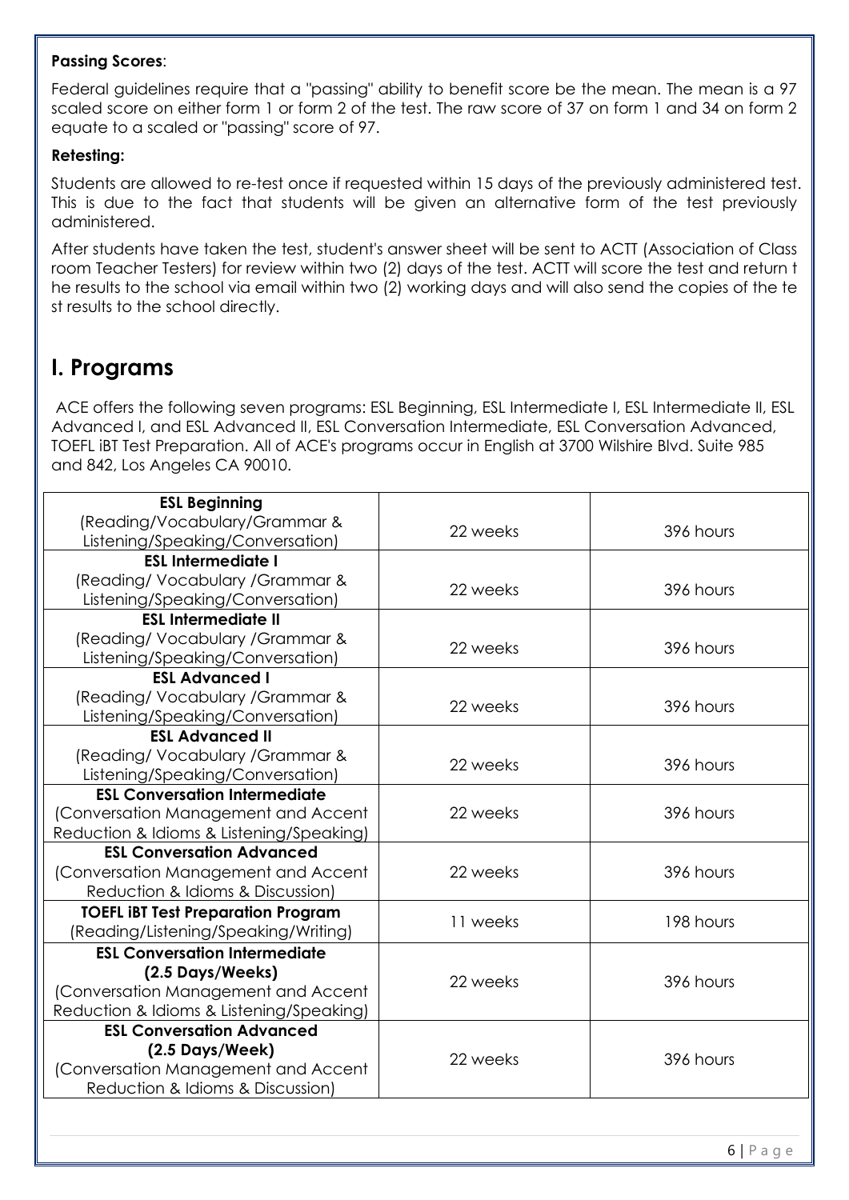**Passing Scores**:

Federal guidelines require that a "passing" ability to benefit score be the mean. The mean is a 97 scaled score on either form 1 or form 2 of the test. The raw score of 37 on form 1 and 34 on form 2 equate to a scaled or "passing" score of 97.

**Retesting:**

Students are allowed to re-test once if requested within 15 days of the previously administered test. This is due to the fact that students will be given an alternative form of the test previously administered.

After students have taken the test, student's answer sheet will be sent to ACTT (Association of Class room Teacher Testers) for review within two (2) days of the test. ACTT will score the test and return t he results to the school via email within two (2) working days and will also send the copies of the te st results to the school directly.

# I. Programs

ACE offers the following seven programs: ESL Beginning, ESL Intermediate I, ESL Intermediate II, ESL Advanced I, and ESL Advanced II, ESL Conversation Intermediate, ESL Conversation Advanced, TOEFL iBT Test Preparation. All of ACE's programs occur in English at 3700 Wilshire Blvd. Suite 985 and 842, Los Angeles CA 90010.

| Program | Duration | Hours |
|---|---|---|
| **ESL Beginning** (Reading/Vocabulary/Grammar & Listening/Speaking/Conversation) | 22 weeks | 396 hours |
| **ESL Intermediate I** (Reading/ Vocabulary /Grammar & Listening/Speaking/Conversation) | 22 weeks | 396 hours |
| **ESL Intermediate II** (Reading/ Vocabulary /Grammar & Listening/Speaking/Conversation) | 22 weeks | 396 hours |
| **ESL Advanced I** (Reading/ Vocabulary /Grammar & Listening/Speaking/Conversation) | 22 weeks | 396 hours |
| **ESL Advanced II** (Reading/ Vocabulary /Grammar & Listening/Speaking/Conversation) | 22 weeks | 396 hours |
| **ESL Conversation Intermediate** (Conversation Management and Accent Reduction & Idioms & Listening/Speaking) | 22 weeks | 396 hours |
| **ESL Conversation Advanced** (Conversation Management and Accent Reduction & Idioms & Discussion) | 22 weeks | 396 hours |
| **TOEFL iBT Test Preparation Program** (Reading/Listening/Speaking/Writing) | 11 weeks | 198 hours |
| **ESL Conversation Intermediate (2.5 Days/Weeks)** (Conversation Management and Accent Reduction & Idioms & Listening/Speaking) | 22 weeks | 396 hours |
| **ESL Conversation Advanced (2.5 Days/Week)** (Conversation Management and Accent Reduction & Idioms & Discussion) | 22 weeks | 396 hours |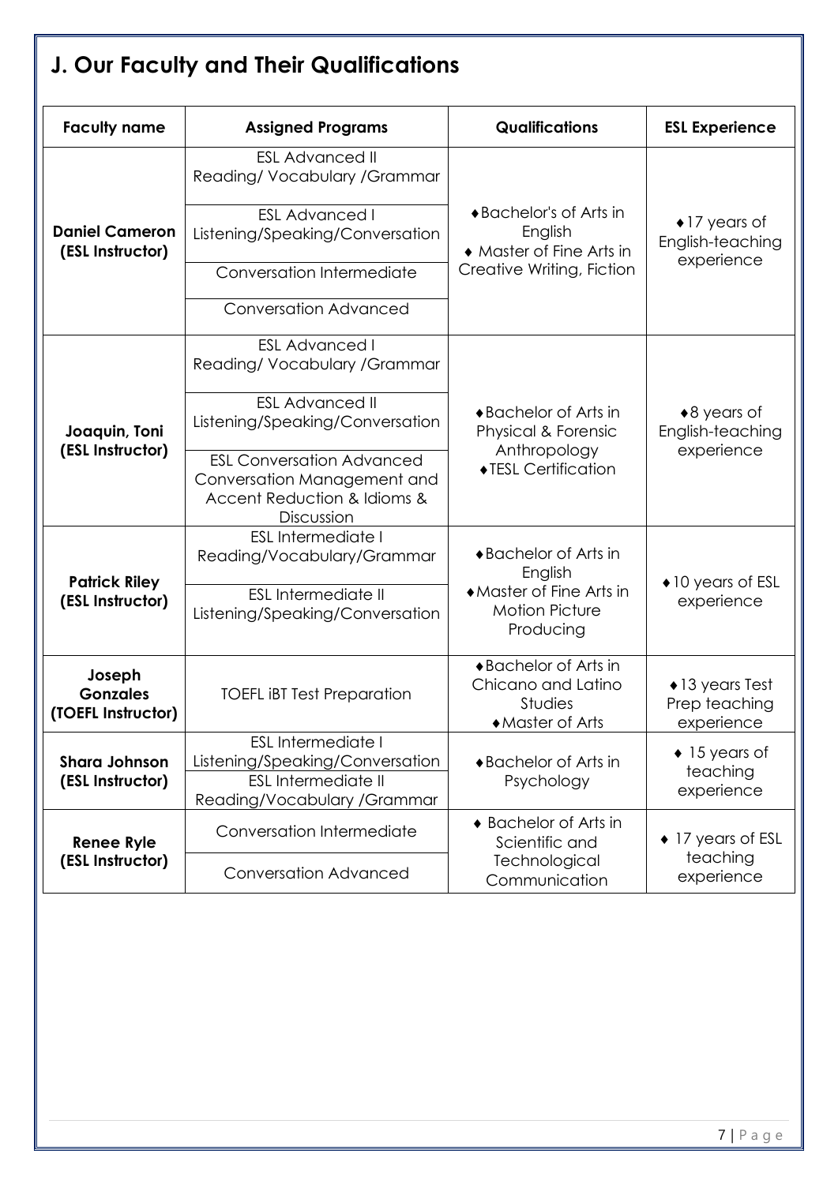## J. Our Faculty and Their Qualifications

| Faculty name | Assigned Programs | Qualifications | ESL Experience |
|---|---|---|---|
| **Daniel Cameron (ESL Instructor)** | ESL Advanced II Reading/ Vocabulary /Grammar | ♦Bachelor's of Arts in English ♦ Master of Fine Arts in Creative Writing, Fiction | ♦17 years of English-teaching experience |
| | ESL Advanced I Listening/Speaking/Conversation | | |
| | Conversation Intermediate | | |
| | Conversation Advanced | | |
| **Joaquin, Toni (ESL Instructor)** | ESL Advanced I Reading/ Vocabulary /Grammar | ♦Bachelor of Arts in Physical & Forensic Anthropology ♦TESL Certification | ♦8 years of English-teaching experience |
| | ESL Advanced II Listening/Speaking/Conversation | | |
| | ESL Conversation Advanced Conversation Management and Accent Reduction & Idioms & Discussion | | |
| **Patrick Riley (ESL Instructor)** | ESL Intermediate I Reading/Vocabulary/Grammar | ♦Bachelor of Arts in English ♦Master of Fine Arts in Motion Picture Producing | ♦10 years of ESL experience |
| | ESL Intermediate II Listening/Speaking/Conversation | | |
| **Joseph Gonzales (TOEFL Instructor)** | TOEFL iBT Test Preparation | ♦Bachelor of Arts in Chicano and Latino Studies ♦Master of Arts | ♦13 years Test Prep teaching experience |
| **Shara Johnson (ESL Instructor)** | ESL Intermediate I Listening/Speaking/Conversation | ♦Bachelor of Arts in Psychology | ♦ 15 years of teaching experience |
| | ESL Intermediate II Reading/Vocabulary /Grammar | | |
| **Renee Ryle (ESL Instructor)** | Conversation Intermediate | ♦ Bachelor of Arts in Scientific and Technological Communication | ♦ 17 years of ESL teaching experience |
| | Conversation Advanced | | |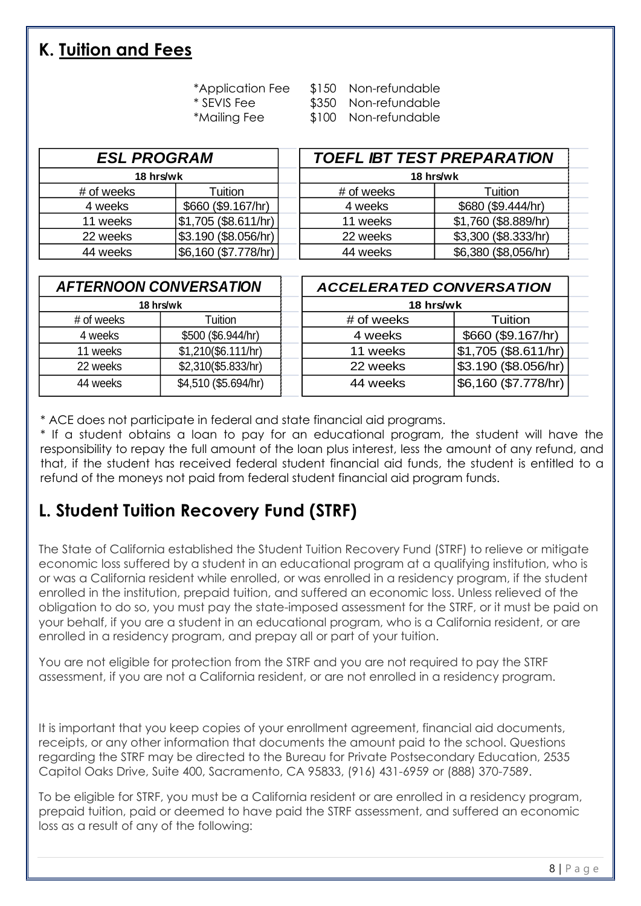## K. Tuition and Fees

*Application Fee $150 Non-refundable
* SEVIS Fee $350 Non-refundable
*Mailing Fee $100 Non-refundable

| ***ESL PROGRAM*** | |
|---|---|
| **18 hrs/wk** | |
| # of weeks | Tuition |
| 4 weeks | $660 ($9.167/hr) |
| 11 weeks | $1,705 ($8.611/hr) |
| 22 weeks | $3.190 ($8.056/hr) |
| 44 weeks | $6,160 ($7.778/hr) |

| ***TOEFL IBT TEST PREPARATION*** | |
|---|---|
| **18 hrs/wk** | |
| # of weeks | Tuition |
| 4 weeks | $680 ($9.444/hr) |
| 11 weeks | $1,760 ($8.889/hr) |
| 22 weeks | $3,300 ($8.333/hr) |
| 44 weeks | $6,380 ($8,056/hr) |

| ***AFTERNOON CONVERSATION*** | |
|---|---|
| **18 hrs/wk** | |
| # of weeks | Tuition |
| 4 weeks | $500 ($6.944/hr) |
| 11 weeks | $1,210($6.111/hr) |
| 22 weeks | $2,310($5.833/hr) |
| 44 weeks | $4,510 ($5.694/hr) |

| ***ACCELERATED CONVERSATION*** | |
|---|---|
| **18 hrs/wk** | |
| # of weeks | Tuition |
| 4 weeks | $660 ($9.167/hr) |
| 11 weeks | $1,705 ($8.611/hr) |
| 22 weeks | $3.190 ($8.056/hr) |
| 44 weeks | $6,160 ($7.778/hr) |

* ACE does not participate in federal and state financial aid programs.
* If a student obtains a loan to pay for an educational program, the student will have the responsibility to repay the full amount of the loan plus interest, less the amount of any refund, and that, if the student has received federal student financial aid funds, the student is entitled to a refund of the moneys not paid from federal student financial aid program funds.

## L. Student Tuition Recovery Fund (STRF)

The State of California established the Student Tuition Recovery Fund (STRF) to relieve or mitigate economic loss suffered by a student in an educational program at a qualifying institution, who is or was a California resident while enrolled, or was enrolled in a residency program, if the student enrolled in the institution, prepaid tuition, and suffered an economic loss. Unless relieved of the obligation to do so, you must pay the state-imposed assessment for the STRF, or it must be paid on your behalf, if you are a student in an educational program, who is a California resident, or are enrolled in a residency program, and prepay all or part of your tuition.

You are not eligible for protection from the STRF and you are not required to pay the STRF assessment, if you are not a California resident, or are not enrolled in a residency program.

It is important that you keep copies of your enrollment agreement, financial aid documents, receipts, or any other information that documents the amount paid to the school. Questions regarding the STRF may be directed to the Bureau for Private Postsecondary Education, 2535 Capitol Oaks Drive, Suite 400, Sacramento, CA 95833, (916) 431-6959 or (888) 370-7589.

To be eligible for STRF, you must be a California resident or are enrolled in a residency program, prepaid tuition, paid or deemed to have paid the STRF assessment, and suffered an economic loss as a result of any of the following: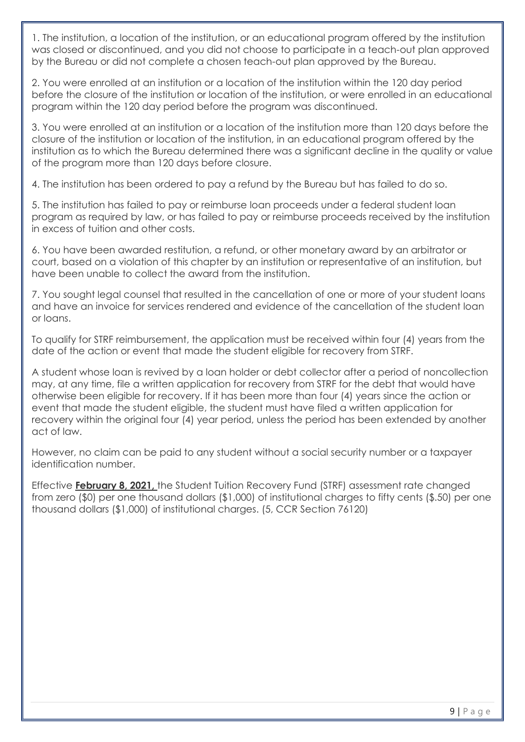1. The institution, a location of the institution, or an educational program offered by the institution was closed or discontinued, and you did not choose to participate in a teach-out plan approved by the Bureau or did not complete a chosen teach-out plan approved by the Bureau.

2. You were enrolled at an institution or a location of the institution within the 120 day period before the closure of the institution or location of the institution, or were enrolled in an educational program within the 120 day period before the program was discontinued.

3. You were enrolled at an institution or a location of the institution more than 120 days before the closure of the institution or location of the institution, in an educational program offered by the institution as to which the Bureau determined there was a significant decline in the quality or value of the program more than 120 days before closure.

4. The institution has been ordered to pay a refund by the Bureau but has failed to do so.

5. The institution has failed to pay or reimburse loan proceeds under a federal student loan program as required by law, or has failed to pay or reimburse proceeds received by the institution in excess of tuition and other costs.

6. You have been awarded restitution, a refund, or other monetary award by an arbitrator or court, based on a violation of this chapter by an institution or representative of an institution, but have been unable to collect the award from the institution.

7. You sought legal counsel that resulted in the cancellation of one or more of your student loans and have an invoice for services rendered and evidence of the cancellation of the student loan or loans.

To qualify for STRF reimbursement, the application must be received within four (4) years from the date of the action or event that made the student eligible for recovery from STRF.

A student whose loan is revived by a loan holder or debt collector after a period of noncollection may, at any time, file a written application for recovery from STRF for the debt that would have otherwise been eligible for recovery. If it has been more than four (4) years since the action or event that made the student eligible, the student must have filed a written application for recovery within the original four (4) year period, unless the period has been extended by another act of law.

However, no claim can be paid to any student without a social security number or a taxpayer identification number.

Effective **February 8, 2021,** the Student Tuition Recovery Fund (STRF) assessment rate changed from zero ($0) per one thousand dollars ($1,000) of institutional charges to fifty cents ($.50) per one thousand dollars ($1,000) of institutional charges. (5, CCR Section 76120)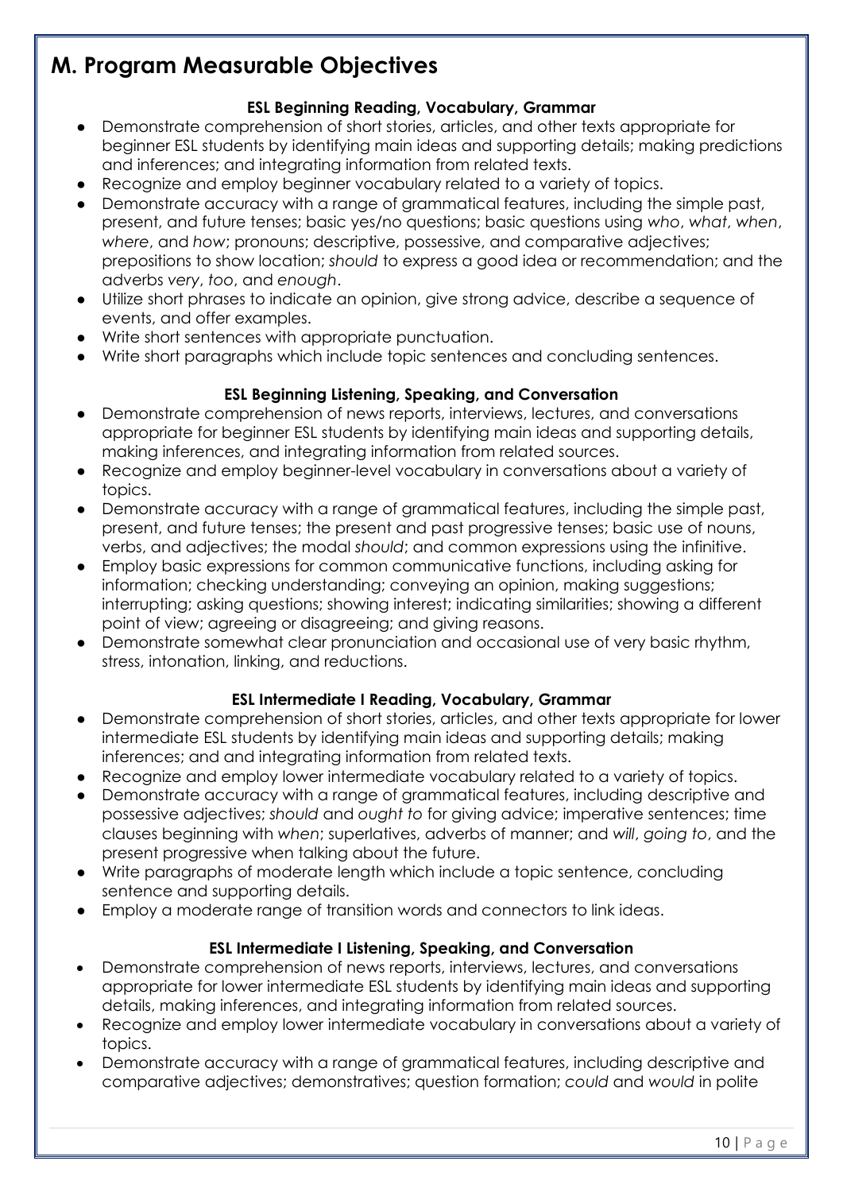## M. Program Measurable Objectives

**ESL Beginning Reading, Vocabulary, Grammar**

- Demonstrate comprehension of short stories, articles, and other texts appropriate for beginner ESL students by identifying main ideas and supporting details; making predictions and inferences; and integrating information from related texts.
- Recognize and employ beginner vocabulary related to a variety of topics.
- Demonstrate accuracy with a range of grammatical features, including the simple past, present, and future tenses; basic yes/no questions; basic questions using *who*, *what*, *when*, *where*, and *how*; pronouns; descriptive, possessive, and comparative adjectives; prepositions to show location; *should* to express a good idea or recommendation; and the adverbs *very*, *too*, and *enough*.
- Utilize short phrases to indicate an opinion, give strong advice, describe a sequence of events, and offer examples.
- Write short sentences with appropriate punctuation.
- Write short paragraphs which include topic sentences and concluding sentences.

**ESL Beginning Listening, Speaking, and Conversation**

- Demonstrate comprehension of news reports, interviews, lectures, and conversations appropriate for beginner ESL students by identifying main ideas and supporting details, making inferences, and integrating information from related sources.
- Recognize and employ beginner-level vocabulary in conversations about a variety of topics.
- Demonstrate accuracy with a range of grammatical features, including the simple past, present, and future tenses; the present and past progressive tenses; basic use of nouns, verbs, and adjectives; the modal *should*; and common expressions using the infinitive.
- Employ basic expressions for common communicative functions, including asking for information; checking understanding; conveying an opinion, making suggestions; interrupting; asking questions; showing interest; indicating similarities; showing a different point of view; agreeing or disagreeing; and giving reasons.
- Demonstrate somewhat clear pronunciation and occasional use of very basic rhythm, stress, intonation, linking, and reductions.

**ESL Intermediate I Reading, Vocabulary, Grammar**

- Demonstrate comprehension of short stories, articles, and other texts appropriate for lower intermediate ESL students by identifying main ideas and supporting details; making inferences; and and integrating information from related texts.
- Recognize and employ lower intermediate vocabulary related to a variety of topics.
- Demonstrate accuracy with a range of grammatical features, including descriptive and possessive adjectives; *should* and *ought to* for giving advice; imperative sentences; time clauses beginning with *when*; superlatives, adverbs of manner; and *will*, *going to*, and the present progressive when talking about the future.
- Write paragraphs of moderate length which include a topic sentence, concluding sentence and supporting details.
- Employ a moderate range of transition words and connectors to link ideas.

**ESL Intermediate I Listening, Speaking, and Conversation**

- Demonstrate comprehension of news reports, interviews, lectures, and conversations appropriate for lower intermediate ESL students by identifying main ideas and supporting details, making inferences, and integrating information from related sources.
- Recognize and employ lower intermediate vocabulary in conversations about a variety of topics.
- Demonstrate accuracy with a range of grammatical features, including descriptive and comparative adjectives; demonstratives; question formation; *could* and *would* in polite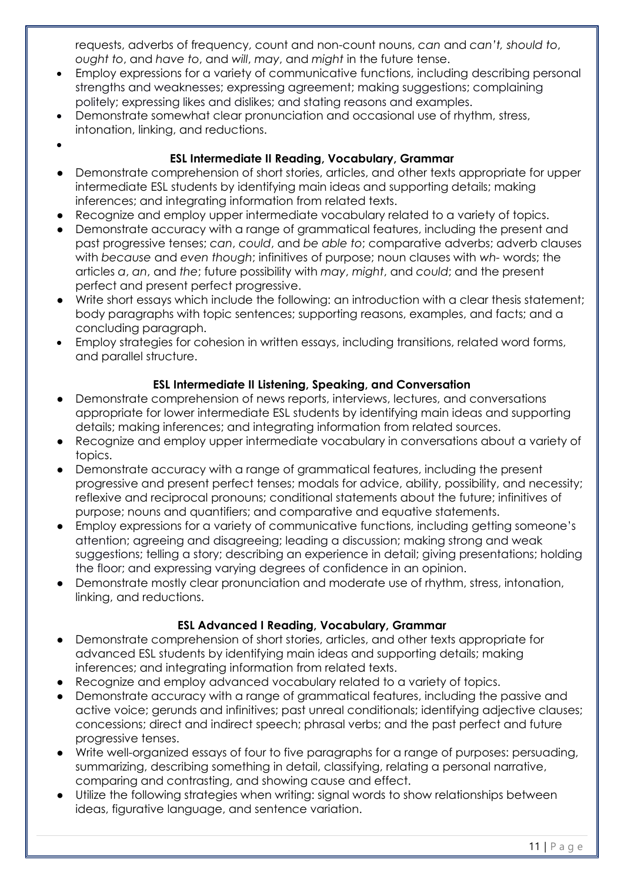requests, adverbs of frequency, count and non-count nouns, *can* and *can't, should to*, *ought to*, and *have to*, and *will*, *may*, and *might* in the future tense.

- Employ expressions for a variety of communicative functions, including describing personal strengths and weaknesses; expressing agreement; making suggestions; complaining politely; expressing likes and dislikes; and stating reasons and examples.
- Demonstrate somewhat clear pronunciation and occasional use of rhythm, stress, intonation, linking, and reductions.

### ESL Intermediate II Reading, Vocabulary, Grammar

- Demonstrate comprehension of short stories, articles, and other texts appropriate for upper intermediate ESL students by identifying main ideas and supporting details; making inferences; and integrating information from related texts.
- Recognize and employ upper intermediate vocabulary related to a variety of topics.
- Demonstrate accuracy with a range of grammatical features, including the present and past progressive tenses; *can*, *could*, and *be able to*; comparative adverbs; adverb clauses with *because* and *even though*; infinitives of purpose; noun clauses with *wh-* words; the articles *a*, *an*, and *the*; future possibility with *may*, *might*, and *could*; and the present perfect and present perfect progressive.
- Write short essays which include the following: an introduction with a clear thesis statement; body paragraphs with topic sentences; supporting reasons, examples, and facts; and a concluding paragraph.
- Employ strategies for cohesion in written essays, including transitions, related word forms, and parallel structure.

### ESL Intermediate II Listening, Speaking, and Conversation

- Demonstrate comprehension of news reports, interviews, lectures, and conversations appropriate for lower intermediate ESL students by identifying main ideas and supporting details; making inferences; and integrating information from related sources.
- Recognize and employ upper intermediate vocabulary in conversations about a variety of topics.
- Demonstrate accuracy with a range of grammatical features, including the present progressive and present perfect tenses; modals for advice, ability, possibility, and necessity; reflexive and reciprocal pronouns; conditional statements about the future; infinitives of purpose; nouns and quantifiers; and comparative and equative statements.
- Employ expressions for a variety of communicative functions, including getting someone's attention; agreeing and disagreeing; leading a discussion; making strong and weak suggestions; telling a story; describing an experience in detail; giving presentations; holding the floor; and expressing varying degrees of confidence in an opinion.
- Demonstrate mostly clear pronunciation and moderate use of rhythm, stress, intonation, linking, and reductions.

### ESL Advanced I Reading, Vocabulary, Grammar

- Demonstrate comprehension of short stories, articles, and other texts appropriate for advanced ESL students by identifying main ideas and supporting details; making inferences; and integrating information from related texts.
- Recognize and employ advanced vocabulary related to a variety of topics.
- Demonstrate accuracy with a range of grammatical features, including the passive and active voice; gerunds and infinitives; past unreal conditionals; identifying adjective clauses; concessions; direct and indirect speech; phrasal verbs; and the past perfect and future progressive tenses.
- Write well-organized essays of four to five paragraphs for a range of purposes: persuading, summarizing, describing something in detail, classifying, relating a personal narrative, comparing and contrasting, and showing cause and effect.
- Utilize the following strategies when writing: signal words to show relationships between ideas, figurative language, and sentence variation.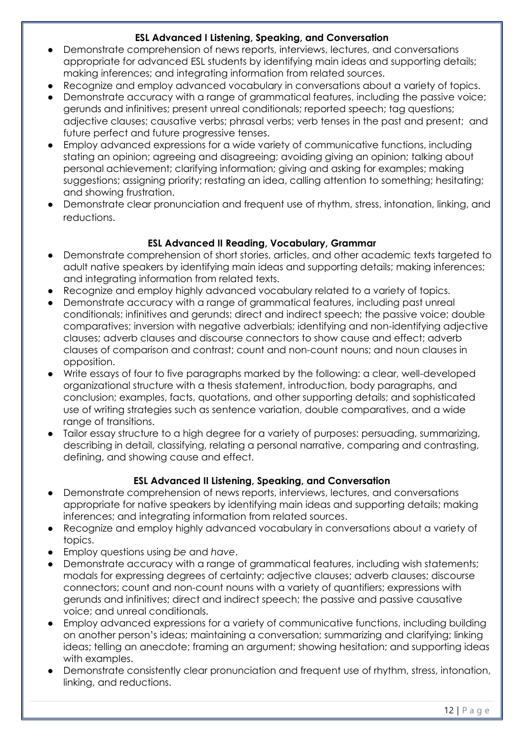### ESL Advanced I Listening, Speaking, and Conversation

- Demonstrate comprehension of news reports, interviews, lectures, and conversations appropriate for advanced ESL students by identifying main ideas and supporting details; making inferences; and integrating information from related sources.
- Recognize and employ advanced vocabulary in conversations about a variety of topics.
- Demonstrate accuracy with a range of grammatical features, including the passive voice; gerunds and infinitives; present unreal conditionals; reported speech; tag questions; adjective clauses; causative verbs; phrasal verbs; verb tenses in the past and present; and future perfect and future progressive tenses.
- Employ advanced expressions for a wide variety of communicative functions, including stating an opinion; agreeing and disagreeing; avoiding giving an opinion; talking about personal achievement; clarifying information; giving and asking for examples; making suggestions; assigning priority; restating an idea, calling attention to something; hesitating; and showing frustration.
- Demonstrate clear pronunciation and frequent use of rhythm, stress, intonation, linking, and reductions.

### ESL Advanced II Reading, Vocabulary, Grammar

- Demonstrate comprehension of short stories, articles, and other academic texts targeted to adult native speakers by identifying main ideas and supporting details; making inferences; and integrating information from related texts.
- Recognize and employ highly advanced vocabulary related to a variety of topics.
- Demonstrate accuracy with a range of grammatical features, including past unreal conditionals; infinitives and gerunds; direct and indirect speech; the passive voice; double comparatives; inversion with negative adverbials; identifying and non-identifying adjective clauses; adverb clauses and discourse connectors to show cause and effect; adverb clauses of comparison and contrast; count and non-count nouns; and noun clauses in opposition.
- Write essays of four to five paragraphs marked by the following: a clear, well-developed organizational structure with a thesis statement, introduction, body paragraphs, and conclusion; examples, facts, quotations, and other supporting details; and sophisticated use of writing strategies such as sentence variation, double comparatives, and a wide range of transitions.
- Tailor essay structure to a high degree for a variety of purposes: persuading, summarizing, describing in detail, classifying, relating a personal narrative, comparing and contrasting, defining, and showing cause and effect.

### ESL Advanced II Listening, Speaking, and Conversation

- Demonstrate comprehension of news reports, interviews, lectures, and conversations appropriate for native speakers by identifying main ideas and supporting details; making inferences; and integrating information from related sources.
- Recognize and employ highly advanced vocabulary in conversations about a variety of topics.
- Employ questions using *be* and *have*.
- Demonstrate accuracy with a range of grammatical features, including wish statements; modals for expressing degrees of certainty; adjective clauses; adverb clauses; discourse connectors; count and non-count nouns with a variety of quantifiers; expressions with gerunds and infinitives; direct and indirect speech; the passive and passive causative voice; and unreal conditionals.
- Employ advanced expressions for a variety of communicative functions, including building on another person's ideas; maintaining a conversation; summarizing and clarifying; linking ideas; telling an anecdote; framing an argument; showing hesitation; and supporting ideas with examples.
- Demonstrate consistently clear pronunciation and frequent use of rhythm, stress, intonation, linking, and reductions.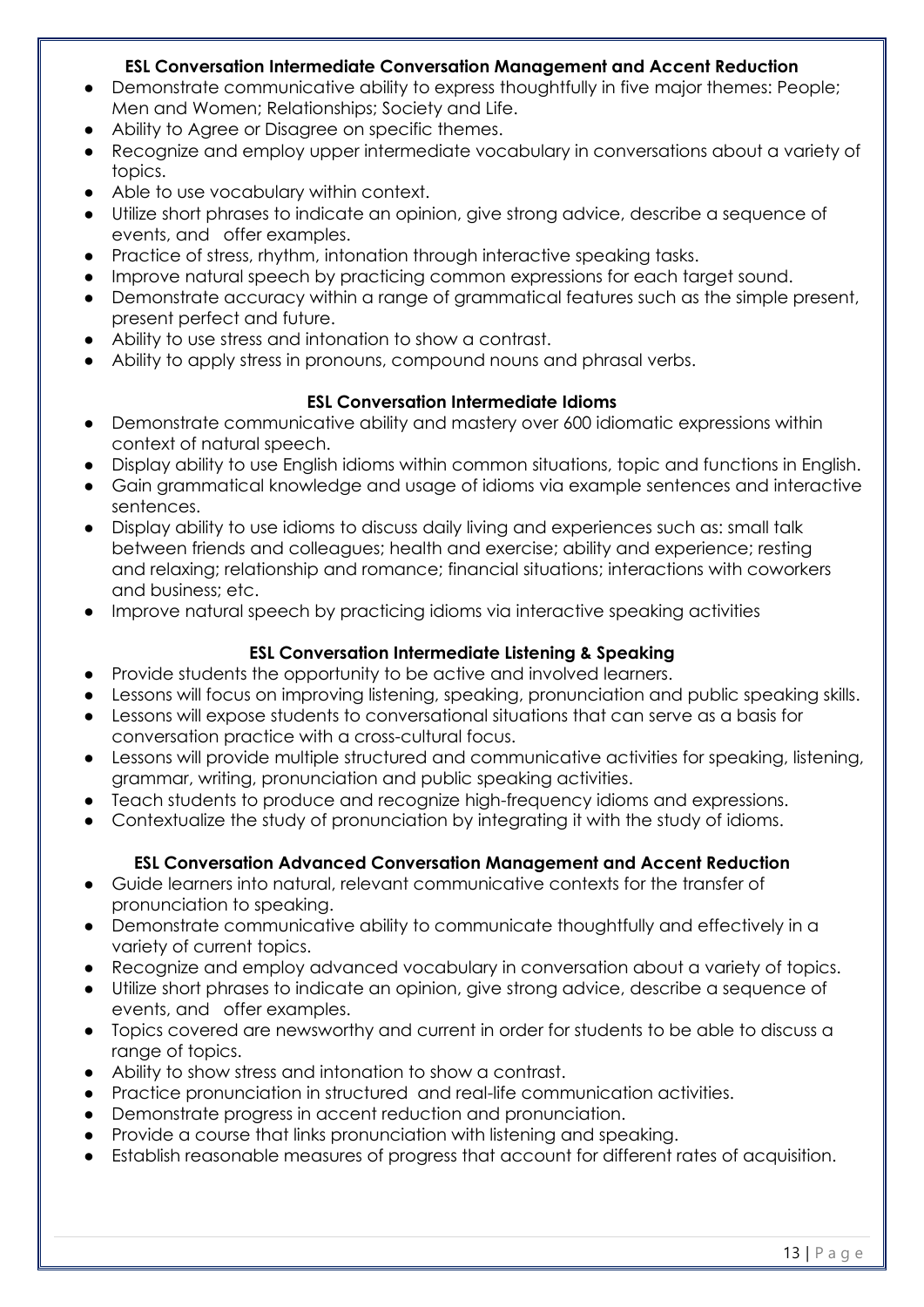### ESL Conversation Intermediate Conversation Management and Accent Reduction

- Demonstrate communicative ability to express thoughtfully in five major themes: People; Men and Women; Relationships; Society and Life.
- Ability to Agree or Disagree on specific themes.
- Recognize and employ upper intermediate vocabulary in conversations about a variety of topics.
- Able to use vocabulary within context.
- Utilize short phrases to indicate an opinion, give strong advice, describe a sequence of events, and offer examples.
- Practice of stress, rhythm, intonation through interactive speaking tasks.
- Improve natural speech by practicing common expressions for each target sound.
- Demonstrate accuracy within a range of grammatical features such as the simple present, present perfect and future.
- Ability to use stress and intonation to show a contrast.
- Ability to apply stress in pronouns, compound nouns and phrasal verbs.

### ESL Conversation Intermediate Idioms

- Demonstrate communicative ability and mastery over 600 idiomatic expressions within context of natural speech.
- Display ability to use English idioms within common situations, topic and functions in English.
- Gain grammatical knowledge and usage of idioms via example sentences and interactive sentences.
- Display ability to use idioms to discuss daily living and experiences such as: small talk between friends and colleagues; health and exercise; ability and experience; resting and relaxing; relationship and romance; financial situations; interactions with coworkers and business; etc.
- Improve natural speech by practicing idioms via interactive speaking activities

### ESL Conversation Intermediate Listening & Speaking

- Provide students the opportunity to be active and involved learners.
- Lessons will focus on improving listening, speaking, pronunciation and public speaking skills.
- Lessons will expose students to conversational situations that can serve as a basis for conversation practice with a cross-cultural focus.
- Lessons will provide multiple structured and communicative activities for speaking, listening, grammar, writing, pronunciation and public speaking activities.
- Teach students to produce and recognize high-frequency idioms and expressions.
- Contextualize the study of pronunciation by integrating it with the study of idioms.

### ESL Conversation Advanced Conversation Management and Accent Reduction

- Guide learners into natural, relevant communicative contexts for the transfer of pronunciation to speaking.
- Demonstrate communicative ability to communicate thoughtfully and effectively in a variety of current topics.
- Recognize and employ advanced vocabulary in conversation about a variety of topics.
- Utilize short phrases to indicate an opinion, give strong advice, describe a sequence of events, and offer examples.
- Topics covered are newsworthy and current in order for students to be able to discuss a range of topics.
- Ability to show stress and intonation to show a contrast.
- Practice pronunciation in structured and real-life communication activities.
- Demonstrate progress in accent reduction and pronunciation.
- Provide a course that links pronunciation with listening and speaking.
- Establish reasonable measures of progress that account for different rates of acquisition.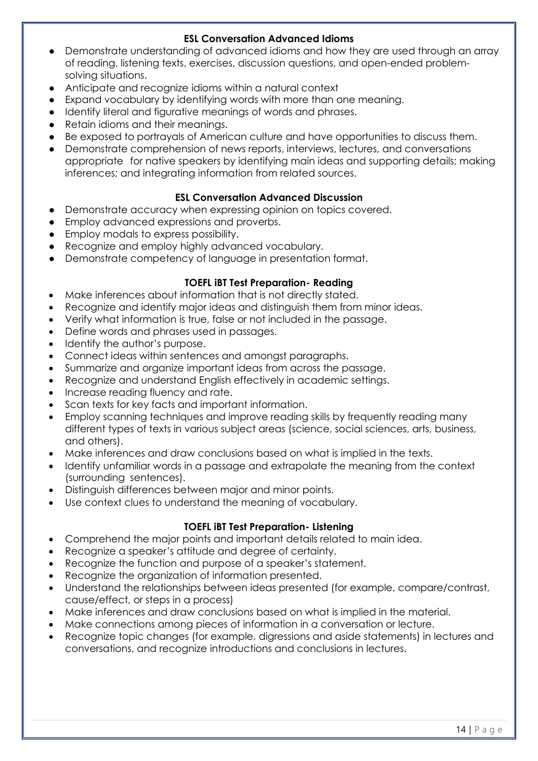### ESL Conversation Advanced Idioms

- Demonstrate understanding of advanced idioms and how they are used through an array of reading, listening texts, exercises, discussion questions, and open-ended problem-solving situations.
- Anticipate and recognize idioms within a natural context
- Expand vocabulary by identifying words with more than one meaning.
- Identify literal and figurative meanings of words and phrases.
- Retain idioms and their meanings.
- Be exposed to portrayals of American culture and have opportunities to discuss them.
- Demonstrate comprehension of news reports, interviews, lectures, and conversations appropriate for native speakers by identifying main ideas and supporting details; making inferences; and integrating information from related sources.

### ESL Conversation Advanced Discussion

- Demonstrate accuracy when expressing opinion on topics covered.
- Employ advanced expressions and proverbs.
- Employ modals to express possibility.
- Recognize and employ highly advanced vocabulary.
- Demonstrate competency of language in presentation format.

### TOEFL iBT Test Preparation- Reading

- Make inferences about information that is not directly stated.
- Recognize and identify major ideas and distinguish them from minor ideas.
- Verify what information is true, false or not included in the passage.
- Define words and phrases used in passages.
- Identify the author's purpose.
- Connect ideas within sentences and amongst paragraphs.
- Summarize and organize important ideas from across the passage.
- Recognize and understand English effectively in academic settings.
- Increase reading fluency and rate.
- Scan texts for key facts and important information.
- Employ scanning techniques and improve reading skills by frequently reading many different types of texts in various subject areas (science, social sciences, arts, business, and others).
- Make inferences and draw conclusions based on what is implied in the texts.
- Identify unfamiliar words in a passage and extrapolate the meaning from the context (surrounding sentences).
- Distinguish differences between major and minor points.
- Use context clues to understand the meaning of vocabulary.

### TOEFL iBT Test Preparation- Listening

- Comprehend the major points and important details related to main idea.
- Recognize a speaker's attitude and degree of certainty.
- Recognize the function and purpose of a speaker's statement.
- Recognize the organization of information presented.
- Understand the relationships between ideas presented (for example, compare/contrast, cause/effect, or steps in a process)
- Make inferences and draw conclusions based on what is implied in the material.
- Make connections among pieces of information in a conversation or lecture.
- Recognize topic changes (for example, digressions and aside statements) in lectures and conversations, and recognize introductions and conclusions in lectures.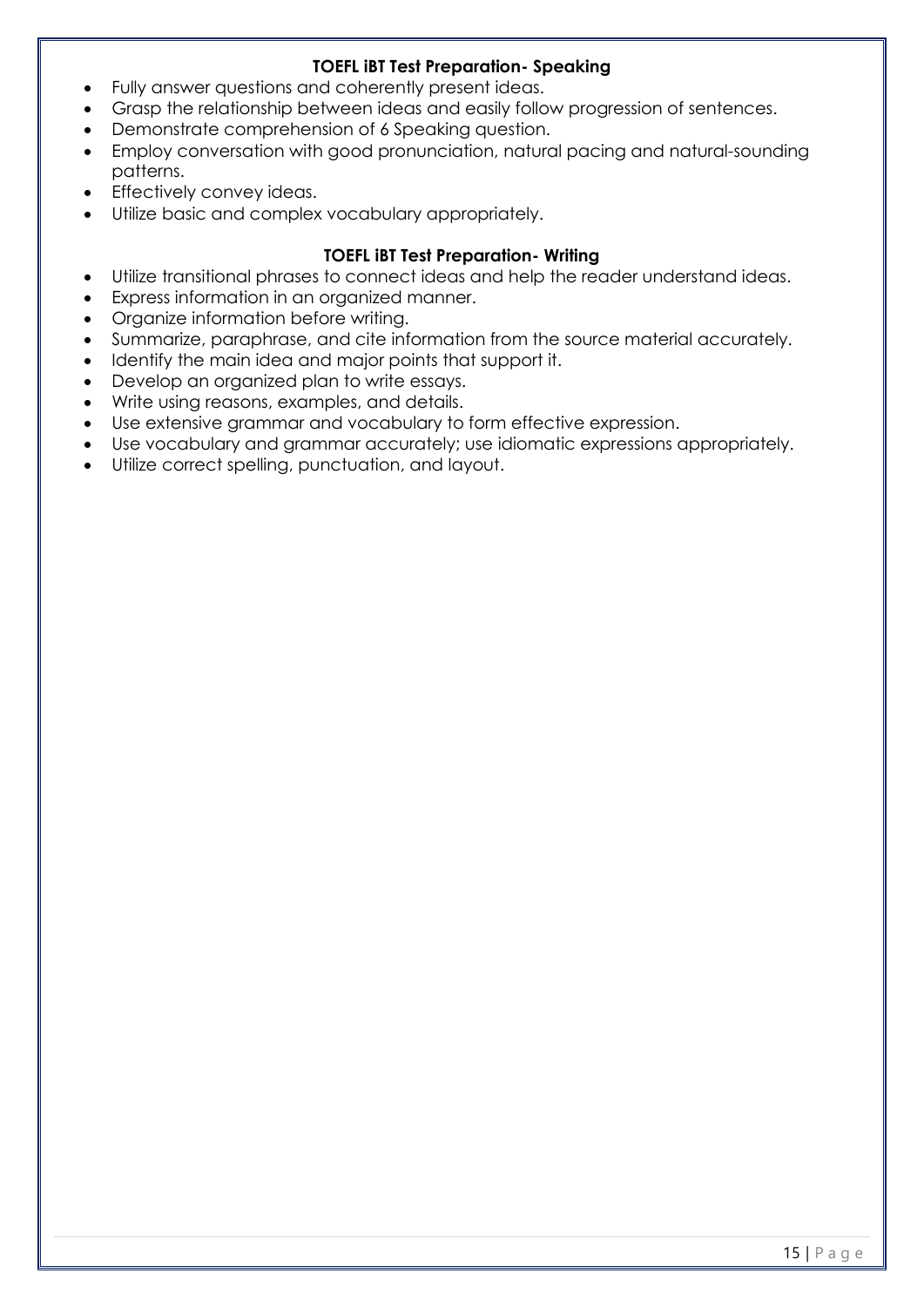### TOEFL iBT Test Preparation- Speaking

- Fully answer questions and coherently present ideas.
- Grasp the relationship between ideas and easily follow progression of sentences.
- Demonstrate comprehension of 6 Speaking question.
- Employ conversation with good pronunciation, natural pacing and natural-sounding patterns.
- Effectively convey ideas.
- Utilize basic and complex vocabulary appropriately.

### TOEFL iBT Test Preparation- Writing

- Utilize transitional phrases to connect ideas and help the reader understand ideas.
- Express information in an organized manner.
- Organize information before writing.
- Summarize, paraphrase, and cite information from the source material accurately.
- Identify the main idea and major points that support it.
- Develop an organized plan to write essays.
- Write using reasons, examples, and details.
- Use extensive grammar and vocabulary to form effective expression.
- Use vocabulary and grammar accurately; use idiomatic expressions appropriately.
- Utilize correct spelling, punctuation, and layout.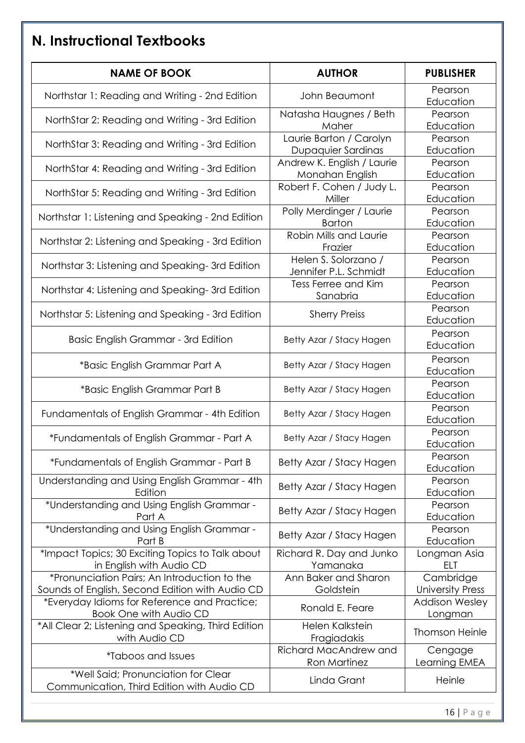## N. Instructional Textbooks

| NAME OF BOOK | AUTHOR | PUBLISHER |
|---|---|---|
| Northstar 1: Reading and Writing - 2nd Edition | John Beaumont | Pearson Education |
| NorthStar 2: Reading and Writing - 3rd Edition | Natasha Haugnes / Beth Maher | Pearson Education |
| NorthStar 3: Reading and Writing - 3rd Edition | Laurie Barton / Carolyn Dupaquier Sardinas | Pearson Education |
| NorthStar 4: Reading and Writing - 3rd Edition | Andrew K. English / Laurie Monahan English | Pearson Education |
| NorthStar 5: Reading and Writing - 3rd Edition | Robert F. Cohen / Judy L. Miller | Pearson Education |
| Northstar 1: Listening and Speaking - 2nd Edition | Polly Merdinger / Laurie Barton | Pearson Education |
| Northstar 2: Listening and Speaking - 3rd Edition | Robin Mills and Laurie Frazier | Pearson Education |
| Northstar 3: Listening and Speaking- 3rd Edition | Helen S. Solorzano / Jennifer P.L. Schmidt | Pearson Education |
| Northstar 4: Listening and Speaking- 3rd Edition | Tess Ferree and Kim Sanabria | Pearson Education |
| Northstar 5: Listening and Speaking - 3rd Edition | Sherry Preiss | Pearson Education |
| Basic English Grammar - 3rd Edition | Betty Azar / Stacy Hagen | Pearson Education |
| *Basic English Grammar Part A | Betty Azar / Stacy Hagen | Pearson Education |
| *Basic English Grammar Part B | Betty Azar / Stacy Hagen | Pearson Education |
| Fundamentals of English Grammar - 4th Edition | Betty Azar / Stacy Hagen | Pearson Education |
| *Fundamentals of English Grammar - Part A | Betty Azar / Stacy Hagen | Pearson Education |
| *Fundamentals of English Grammar - Part B | Betty Azar / Stacy Hagen | Pearson Education |
| Understanding and Using English Grammar - 4th Edition | Betty Azar / Stacy Hagen | Pearson Education |
| *Understanding and Using English Grammar - Part A | Betty Azar / Stacy Hagen | Pearson Education |
| *Understanding and Using English Grammar - Part B | Betty Azar / Stacy Hagen | Pearson Education |
| *Impact Topics; 30 Exciting Topics to Talk about in English with Audio CD | Richard R. Day and Junko Yamanaka | Longman Asia ELT |
| *Pronunciation Pairs; An Introduction to the Sounds of English, Second Edition with Audio CD | Ann Baker and Sharon Goldstein | Cambridge University Press |
| *Everyday Idioms for Reference and Practice; Book One with Audio CD | Ronald E. Feare | Addison Wesley Longman |
| *All Clear 2; Listening and Speaking, Third Edition with Audio CD | Helen Kalkstein Fragiadakis | Thomson Heinle |
| *Taboos and Issues | Richard MacAndrew and Ron Martinez | Cengage Learning EMEA |
| *Well Said; Pronunciation for Clear Communication, Third Edition with Audio CD | Linda Grant | Heinle |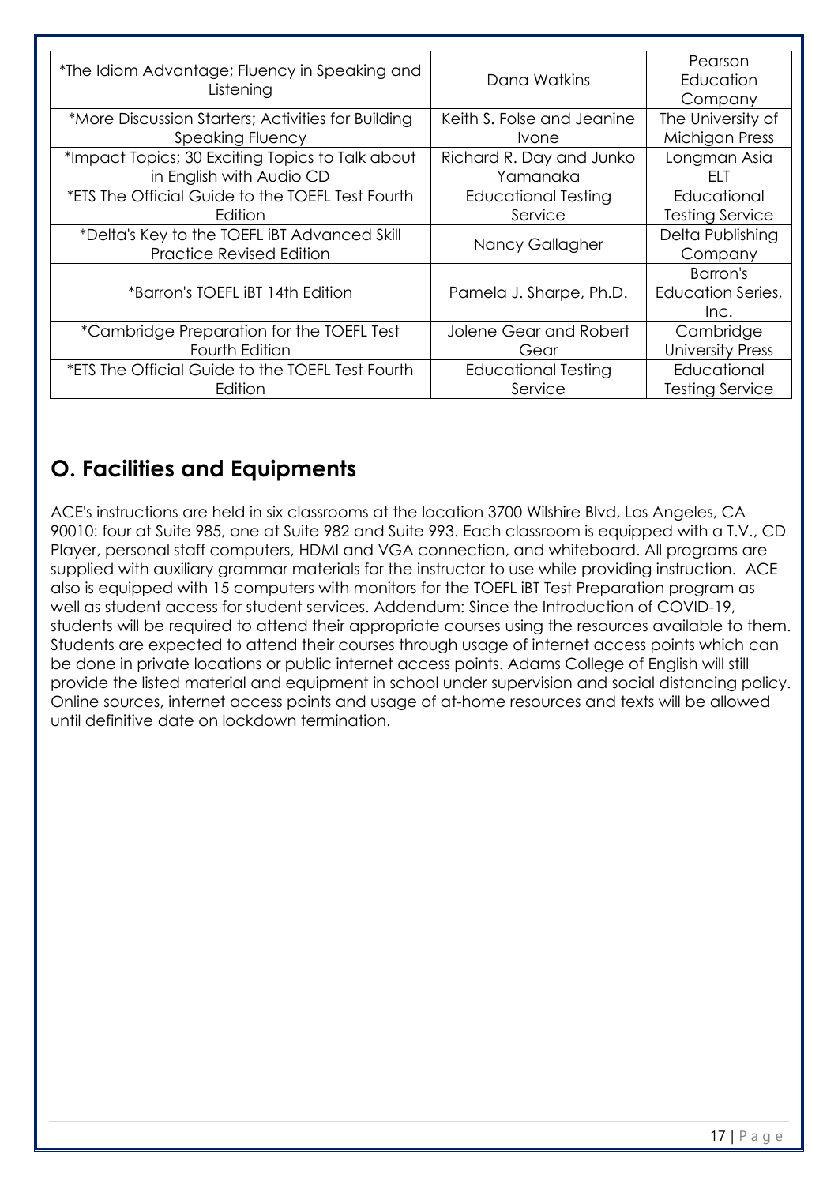| | | |
|---|---|---|
| *The Idiom Advantage; Fluency in Speaking and Listening | Dana Watkins | Pearson Education Company |
| *More Discussion Starters; Activities for Building Speaking Fluency | Keith S. Folse and Jeanine Ivone | The University of Michigan Press |
| *Impact Topics; 30 Exciting Topics to Talk about in English with Audio CD | Richard R. Day and Junko Yamanaka | Longman Asia ELT |
| *ETS The Official Guide to the TOEFL Test Fourth Edition | Educational Testing Service | Educational Testing Service |
| *Delta's Key to the TOEFL iBT Advanced Skill Practice Revised Edition | Nancy Gallagher | Delta Publishing Company |
| *Barron's TOEFL iBT 14th Edition | Pamela J. Sharpe, Ph.D. | Barron's Education Series, Inc. |
| *Cambridge Preparation for the TOEFL Test Fourth Edition | Jolene Gear and Robert Gear | Cambridge University Press |
| *ETS The Official Guide to the TOEFL Test Fourth Edition | Educational Testing Service | Educational Testing Service |

## O. Facilities and Equipments

ACE's instructions are held in six classrooms at the location 3700 Wilshire Blvd, Los Angeles, CA 90010: four at Suite 985, one at Suite 982 and Suite 993. Each classroom is equipped with a T.V., CD Player, personal staff computers, HDMI and VGA connection, and whiteboard. All programs are supplied with auxiliary grammar materials for the instructor to use while providing instruction. ACE also is equipped with 15 computers with monitors for the TOEFL iBT Test Preparation program as well as student access for student services. Addendum: Since the Introduction of COVID-19, students will be required to attend their appropriate courses using the resources available to them. Students are expected to attend their courses through usage of internet access points which can be done in private locations or public internet access points. Adams College of English will still provide the listed material and equipment in school under supervision and social distancing policy. Online sources, internet access points and usage of at-home resources and texts will be allowed until definitive date on lockdown termination.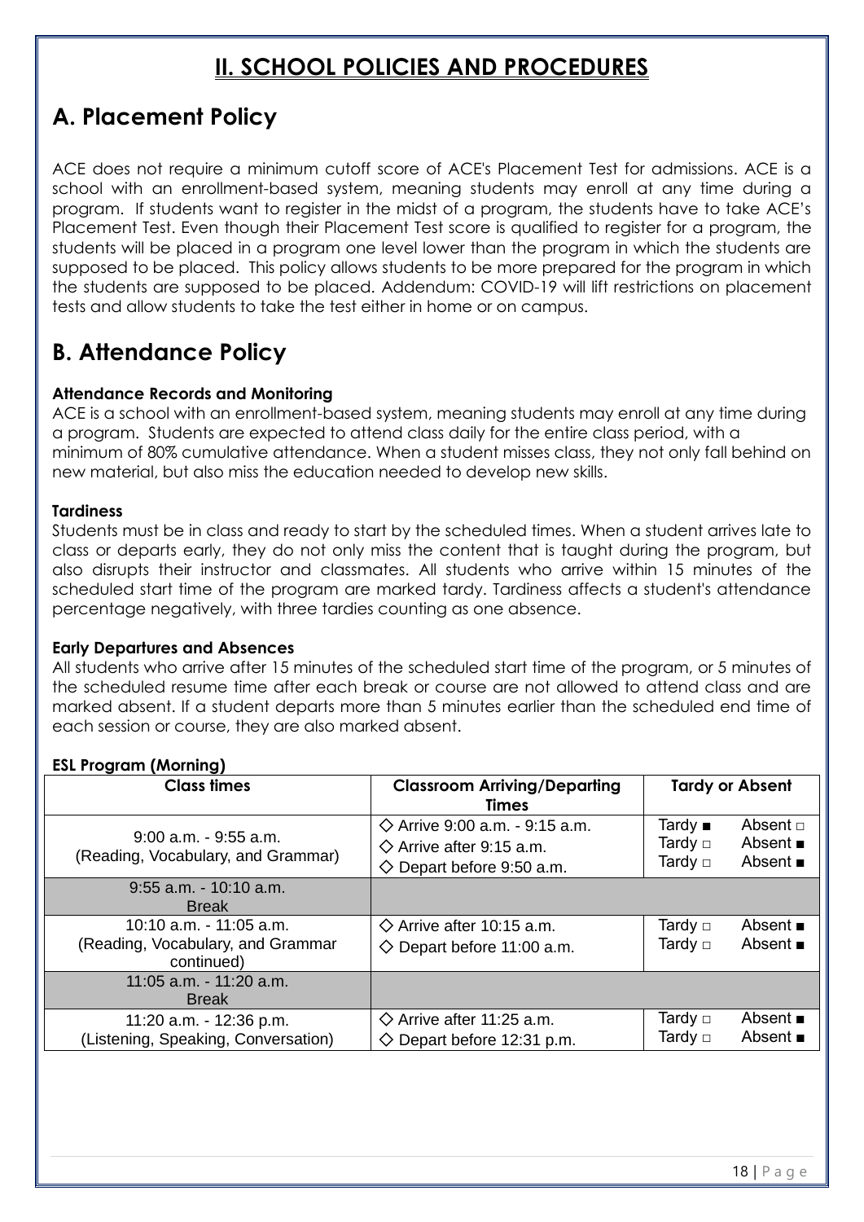# II. SCHOOL POLICIES AND PROCEDURES

## A. Placement Policy

ACE does not require a minimum cutoff score of ACE's Placement Test for admissions. ACE is a school with an enrollment-based system, meaning students may enroll at any time during a program. If students want to register in the midst of a program, the students have to take ACE's Placement Test. Even though their Placement Test score is qualified to register for a program, the students will be placed in a program one level lower than the program in which the students are supposed to be placed. This policy allows students to be more prepared for the program in which the students are supposed to be placed. Addendum: COVID-19 will lift restrictions on placement tests and allow students to take the test either in home or on campus.

## B. Attendance Policy

**Attendance Records and Monitoring**
ACE is a school with an enrollment-based system, meaning students may enroll at any time during a program. Students are expected to attend class daily for the entire class period, with a minimum of 80% cumulative attendance. When a student misses class, they not only fall behind on new material, but also miss the education needed to develop new skills.

**Tardiness**
Students must be in class and ready to start by the scheduled times. When a student arrives late to class or departs early, they do not only miss the content that is taught during the program, but also disrupts their instructor and classmates. All students who arrive within 15 minutes of the scheduled start time of the program are marked tardy. Tardiness affects a student's attendance percentage negatively, with three tardies counting as one absence.

**Early Departures and Absences**
All students who arrive after 15 minutes of the scheduled start time of the program, or 5 minutes of the scheduled resume time after each break or course are not allowed to attend class and are marked absent. If a student departs more than 5 minutes earlier than the scheduled end time of each session or course, they are also marked absent.

**ESL Program (Morning)**

| Class times | Classroom Arriving/Departing Times | Tardy or Absent | |
|---|---|---|---|
| 9:00 a.m. - 9:55 a.m. (Reading, Vocabulary, and Grammar) | ◇ Arrive 9:00 a.m. - 9:15 a.m.<br>◇ Arrive after 9:15 a.m.<br>◇ Depart before 9:50 a.m. | Tardy ■<br>Tardy □<br>Tardy □ | Absent □<br>Absent ■<br>Absent ■ |
| 9:55 a.m. - 10:10 a.m. Break | | | |
| 10:10 a.m. - 11:05 a.m. (Reading, Vocabulary, and Grammar continued) | ◇ Arrive after 10:15 a.m.<br>◇ Depart before 11:00 a.m. | Tardy □<br>Tardy □ | Absent ■<br>Absent ■ |
| 11:05 a.m. - 11:20 a.m. Break | | | |
| 11:20 a.m. - 12:36 p.m. (Listening, Speaking, Conversation) | ◇ Arrive after 11:25 a.m.<br>◇ Depart before 12:31 p.m. | Tardy □<br>Tardy □ | Absent ■<br>Absent ■ |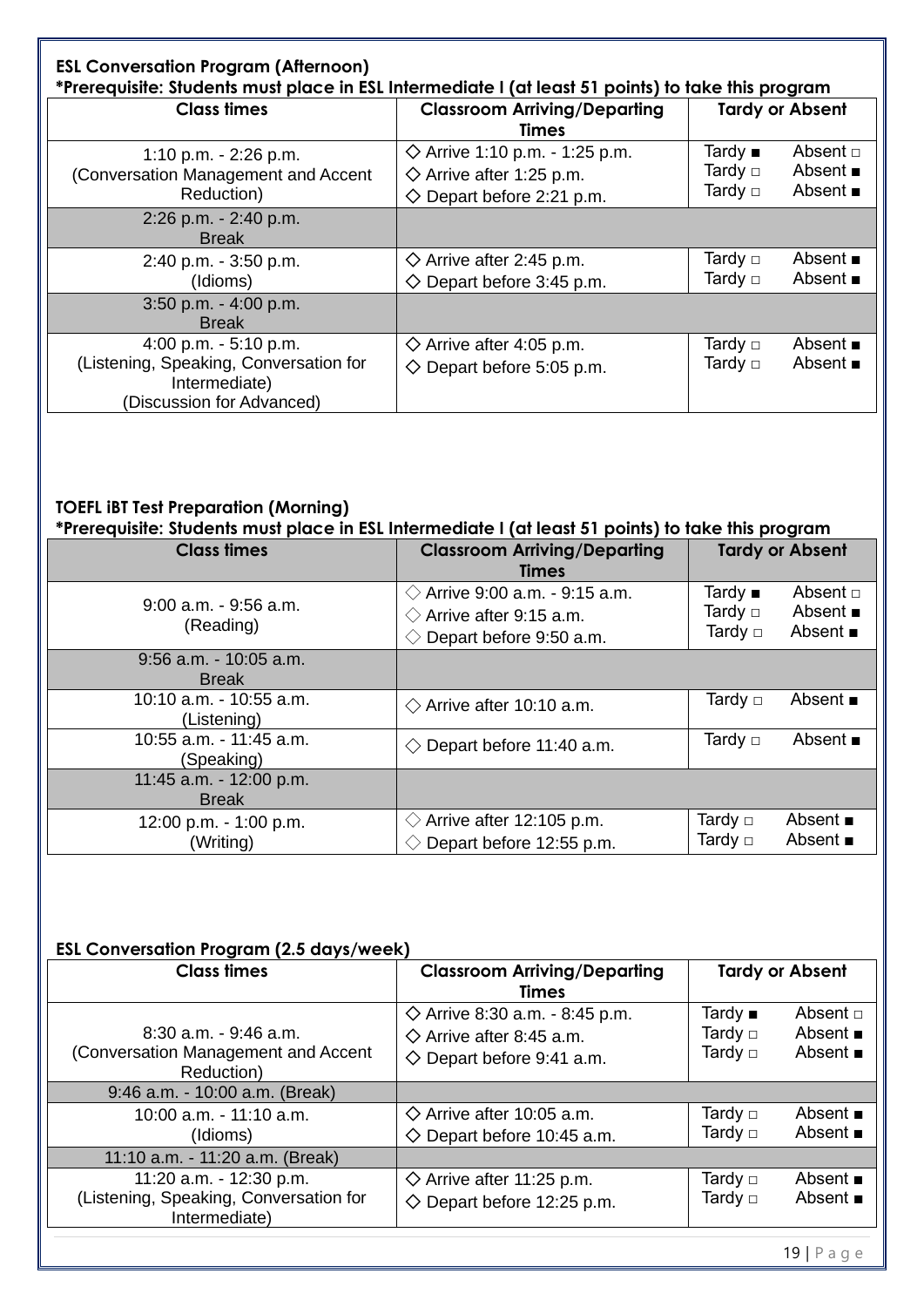**ESL Conversation Program (Afternoon)**
**\*Prerequisite: Students must place in ESL Intermediate I (at least 51 points) to take this program**

| Class times | Classroom Arriving/Departing Times | Tardy or Absent |
|---|---|---|
| 1:10 p.m. - 2:26 p.m.<br>(Conversation Management and Accent Reduction) | ◇ Arrive 1:10 p.m. - 1:25 p.m.<br>◇ Arrive after 1:25 p.m.<br>◇ Depart before 2:21 p.m. | Tardy ■ Absent □<br>Tardy □ Absent ■<br>Tardy □ Absent ■ |
| 2:26 p.m. - 2:40 p.m.<br>Break | | |
| 2:40 p.m. - 3:50 p.m.<br>(Idioms) | ◇ Arrive after 2:45 p.m.<br>◇ Depart before 3:45 p.m. | Tardy □ Absent ■<br>Tardy □ Absent ■ |
| 3:50 p.m. - 4:00 p.m.<br>Break | | |
| 4:00 p.m. - 5:10 p.m.<br>(Listening, Speaking, Conversation for Intermediate)<br>(Discussion for Advanced) | ◇ Arrive after 4:05 p.m.<br>◇ Depart before 5:05 p.m. | Tardy □ Absent ■<br>Tardy □ Absent ■ |

**TOEFL iBT Test Preparation (Morning)**
**\*Prerequisite: Students must place in ESL Intermediate I (at least 51 points) to take this program**

| Class times | Classroom Arriving/Departing Times | Tardy or Absent |
|---|---|---|
| 9:00 a.m. - 9:56 a.m.<br>(Reading) | ◇ Arrive 9:00 a.m. - 9:15 a.m.<br>◇ Arrive after 9:15 a.m.<br>◇ Depart before 9:50 a.m. | Tardy ■ Absent □<br>Tardy □ Absent ■<br>Tardy □ Absent ■ |
| 9:56 a.m. - 10:05 a.m.<br>Break | | |
| 10:10 a.m. - 10:55 a.m.<br>(Listening) | ◇ Arrive after 10:10 a.m. | Tardy □ Absent ■ |
| 10:55 a.m. - 11:45 a.m.<br>(Speaking) | ◇ Depart before 11:40 a.m. | Tardy □ Absent ■ |
| 11:45 a.m. - 12:00 p.m.<br>Break | | |
| 12:00 p.m. - 1:00 p.m.<br>(Writing) | ◇ Arrive after 12:105 p.m.<br>◇ Depart before 12:55 p.m. | Tardy □ Absent ■<br>Tardy □ Absent ■ |

**ESL Conversation Program (2.5 days/week)**

| Class times | Classroom Arriving/Departing Times | Tardy or Absent |
|---|---|---|
| 8:30 a.m. - 9:46 a.m.<br>(Conversation Management and Accent Reduction) | ◇ Arrive 8:30 a.m. - 8:45 p.m.<br>◇ Arrive after 8:45 a.m.<br>◇ Depart before 9:41 a.m. | Tardy ■ Absent □<br>Tardy □ Absent ■<br>Tardy □ Absent ■ |
| 9:46 a.m. - 10:00 a.m. (Break) | | |
| 10:00 a.m. - 11:10 a.m.<br>(Idioms) | ◇ Arrive after 10:05 a.m.<br>◇ Depart before 10:45 a.m. | Tardy □ Absent ■<br>Tardy □ Absent ■ |
| 11:10 a.m. - 11:20 a.m. (Break) | | |
| 11:20 a.m. - 12:30 p.m.<br>(Listening, Speaking, Conversation for Intermediate) | ◇ Arrive after 11:25 p.m.<br>◇ Depart before 12:25 p.m. | Tardy □ Absent ■<br>Tardy □ Absent ■ |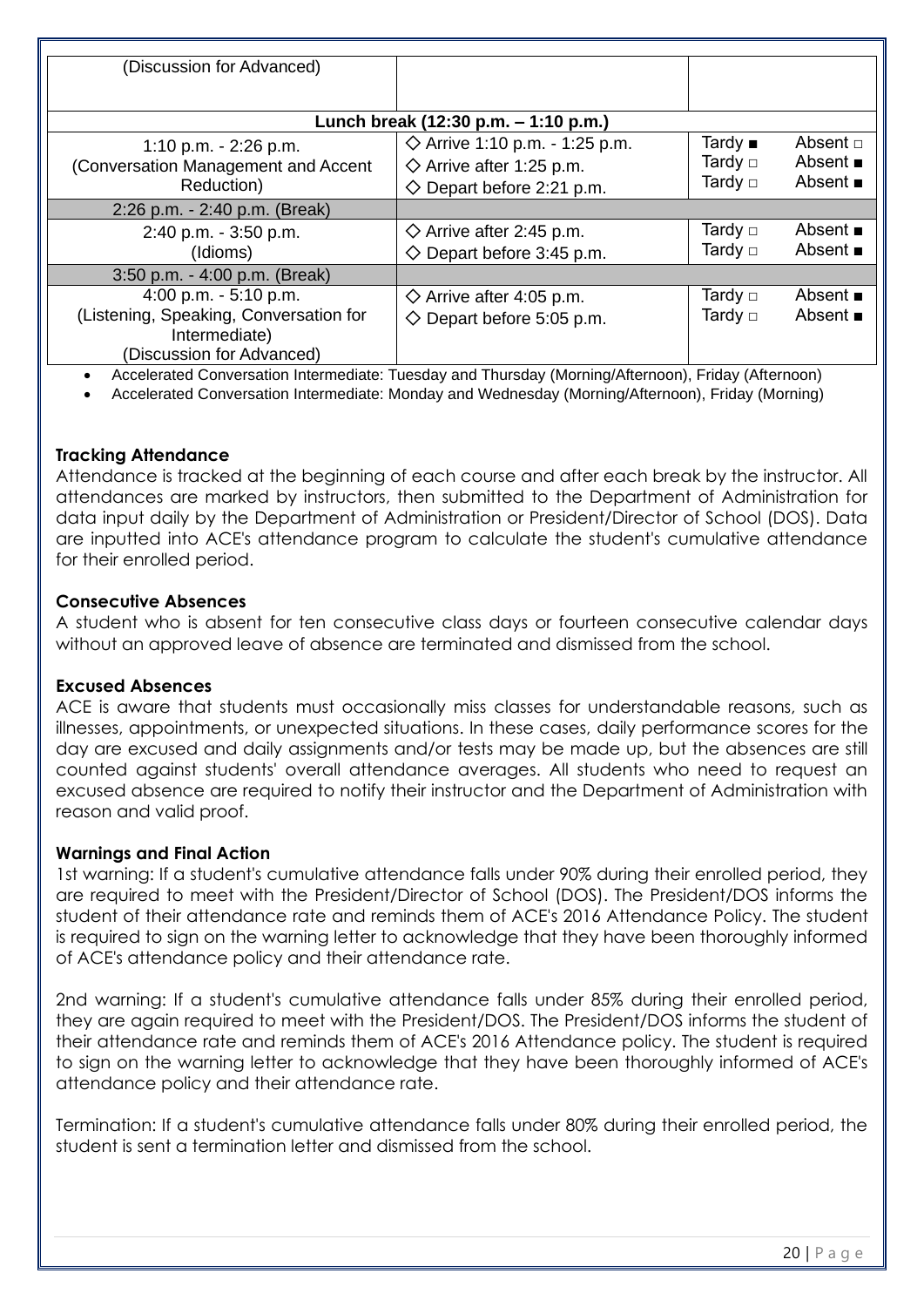| | | |
|---|---|---|
| (Discussion for Advanced) | | |
| **Lunch break (12:30 p.m. – 1:10 p.m.)** | | |
| 1:10 p.m. - 2:26 p.m.<br>(Conversation Management and Accent Reduction) | ◇ Arrive 1:10 p.m. - 1:25 p.m.<br>◇ Arrive after 1:25 p.m.<br>◇ Depart before 2:21 p.m. | Tardy ■ Absent □<br>Tardy □ Absent ■<br>Tardy □ Absent ■ |
| 2:26 p.m. - 2:40 p.m. (Break) | | |
| 2:40 p.m. - 3:50 p.m.<br>(Idioms) | ◇ Arrive after 2:45 p.m.<br>◇ Depart before 3:45 p.m. | Tardy □ Absent ■<br>Tardy □ Absent ■ |
| 3:50 p.m. - 4:00 p.m. (Break) | | |
| 4:00 p.m. - 5:10 p.m.<br>(Listening, Speaking, Conversation for Intermediate)<br>(Discussion for Advanced) | ◇ Arrive after 4:05 p.m.<br>◇ Depart before 5:05 p.m. | Tardy □ Absent ■<br>Tardy □ Absent ■ |

- Accelerated Conversation Intermediate: Tuesday and Thursday (Morning/Afternoon), Friday (Afternoon)
- Accelerated Conversation Intermediate: Monday and Wednesday (Morning/Afternoon), Friday (Morning)

**Tracking Attendance**

Attendance is tracked at the beginning of each course and after each break by the instructor. All attendances are marked by instructors, then submitted to the Department of Administration for data input daily by the Department of Administration or President/Director of School (DOS). Data are inputted into ACE's attendance program to calculate the student's cumulative attendance for their enrolled period.

**Consecutive Absences**

A student who is absent for ten consecutive class days or fourteen consecutive calendar days without an approved leave of absence are terminated and dismissed from the school.

**Excused Absences**

ACE is aware that students must occasionally miss classes for understandable reasons, such as illnesses, appointments, or unexpected situations. In these cases, daily performance scores for the day are excused and daily assignments and/or tests may be made up, but the absences are still counted against students' overall attendance averages. All students who need to request an excused absence are required to notify their instructor and the Department of Administration with reason and valid proof.

**Warnings and Final Action**

1st warning: If a student's cumulative attendance falls under 90% during their enrolled period, they are required to meet with the President/Director of School (DOS). The President/DOS informs the student of their attendance rate and reminds them of ACE's 2016 Attendance Policy. The student is required to sign on the warning letter to acknowledge that they have been thoroughly informed of ACE's attendance policy and their attendance rate.

2nd warning: If a student's cumulative attendance falls under 85% during their enrolled period, they are again required to meet with the President/DOS. The President/DOS informs the student of their attendance rate and reminds them of ACE's 2016 Attendance policy. The student is required to sign on the warning letter to acknowledge that they have been thoroughly informed of ACE's attendance policy and their attendance rate.

Termination: If a student's cumulative attendance falls under 80% during their enrolled period, the student is sent a termination letter and dismissed from the school.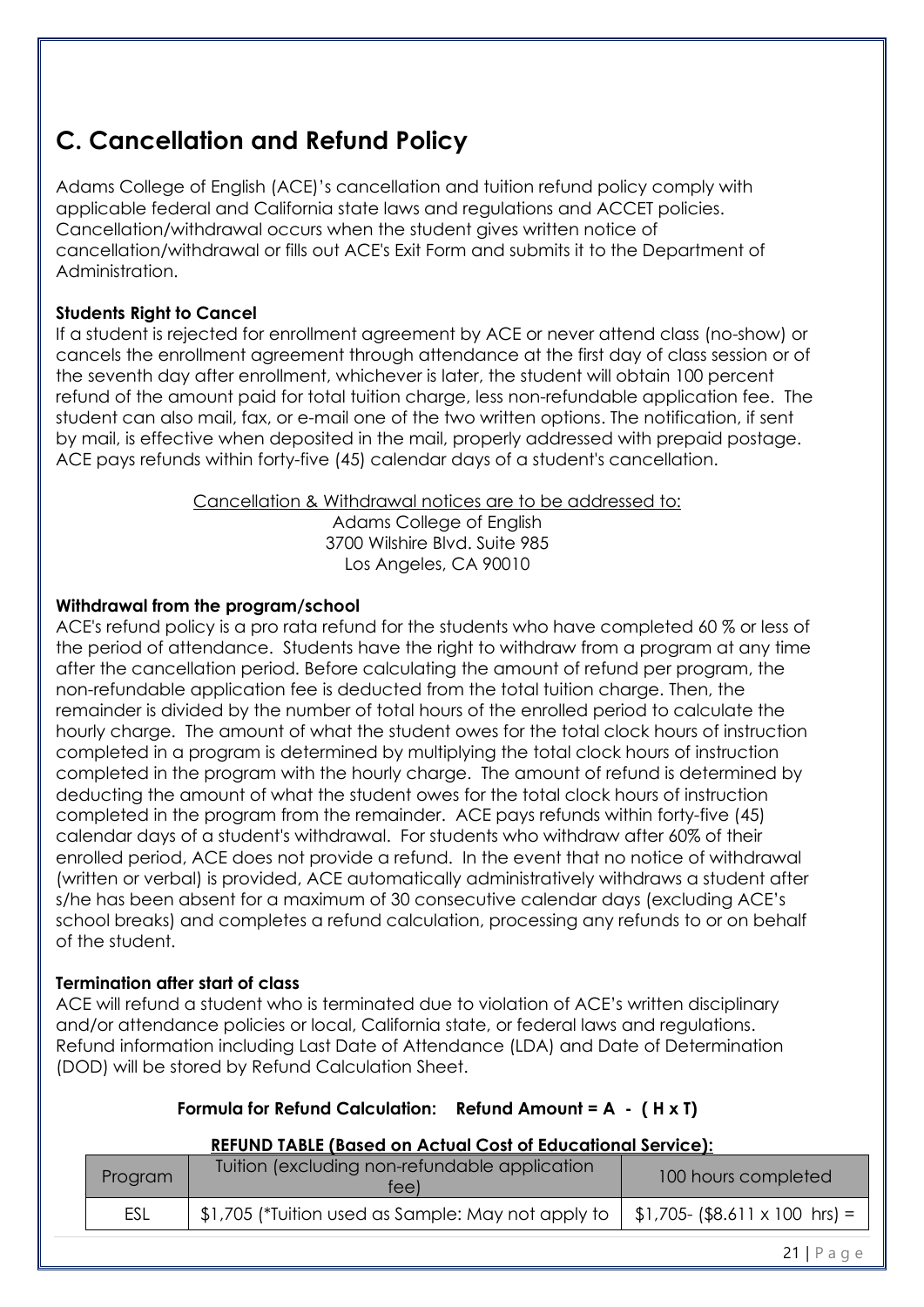## C. Cancellation and Refund Policy

Adams College of English (ACE)'s cancellation and tuition refund policy comply with applicable federal and California state laws and regulations and ACCET policies. Cancellation/withdrawal occurs when the student gives written notice of cancellation/withdrawal or fills out ACE's Exit Form and submits it to the Department of Administration.

**Students Right to Cancel**

If a student is rejected for enrollment agreement by ACE or never attend class (no-show) or cancels the enrollment agreement through attendance at the first day of class session or of the seventh day after enrollment, whichever is later, the student will obtain 100 percent refund of the amount paid for total tuition charge, less non-refundable application fee. The student can also mail, fax, or e-mail one of the two written options. The notification, if sent by mail, is effective when deposited in the mail, properly addressed with prepaid postage. ACE pays refunds within forty-five (45) calendar days of a student's cancellation.

<u>Cancellation & Withdrawal notices are to be addressed to:</u>
Adams College of English
3700 Wilshire Blvd. Suite 985
Los Angeles, CA 90010

**Withdrawal from the program/school**

ACE's refund policy is a pro rata refund for the students who have completed 60 % or less of the period of attendance. Students have the right to withdraw from a program at any time after the cancellation period. Before calculating the amount of refund per program, the non-refundable application fee is deducted from the total tuition charge. Then, the remainder is divided by the number of total hours of the enrolled period to calculate the hourly charge. The amount of what the student owes for the total clock hours of instruction completed in a program is determined by multiplying the total clock hours of instruction completed in the program with the hourly charge. The amount of refund is determined by deducting the amount of what the student owes for the total clock hours of instruction completed in the program from the remainder. ACE pays refunds within forty-five (45) calendar days of a student's withdrawal. For students who withdraw after 60% of their enrolled period, ACE does not provide a refund. In the event that no notice of withdrawal (written or verbal) is provided, ACE automatically administratively withdraws a student after s/he has been absent for a maximum of 30 consecutive calendar days (excluding ACE's school breaks) and completes a refund calculation, processing any refunds to or on behalf of the student.

**Termination after start of class**

ACE will refund a student who is terminated due to violation of ACE's written disciplinary and/or attendance policies or local, California state, or federal laws and regulations. Refund information including Last Date of Attendance (LDA) and Date of Determination (DOD) will be stored by Refund Calculation Sheet.

**Formula for Refund Calculation: Refund Amount = A - ( H x T)**

**<u>REFUND TABLE (Based on Actual Cost of Educational Service):</u>**

| Program | Tuition (excluding non-refundable application fee) | 100 hours completed |
|---|---|---|
| ESL | $1,705 (*Tuition used as Sample: May not apply to | $1,705- ($8.611 x 100 hrs) = |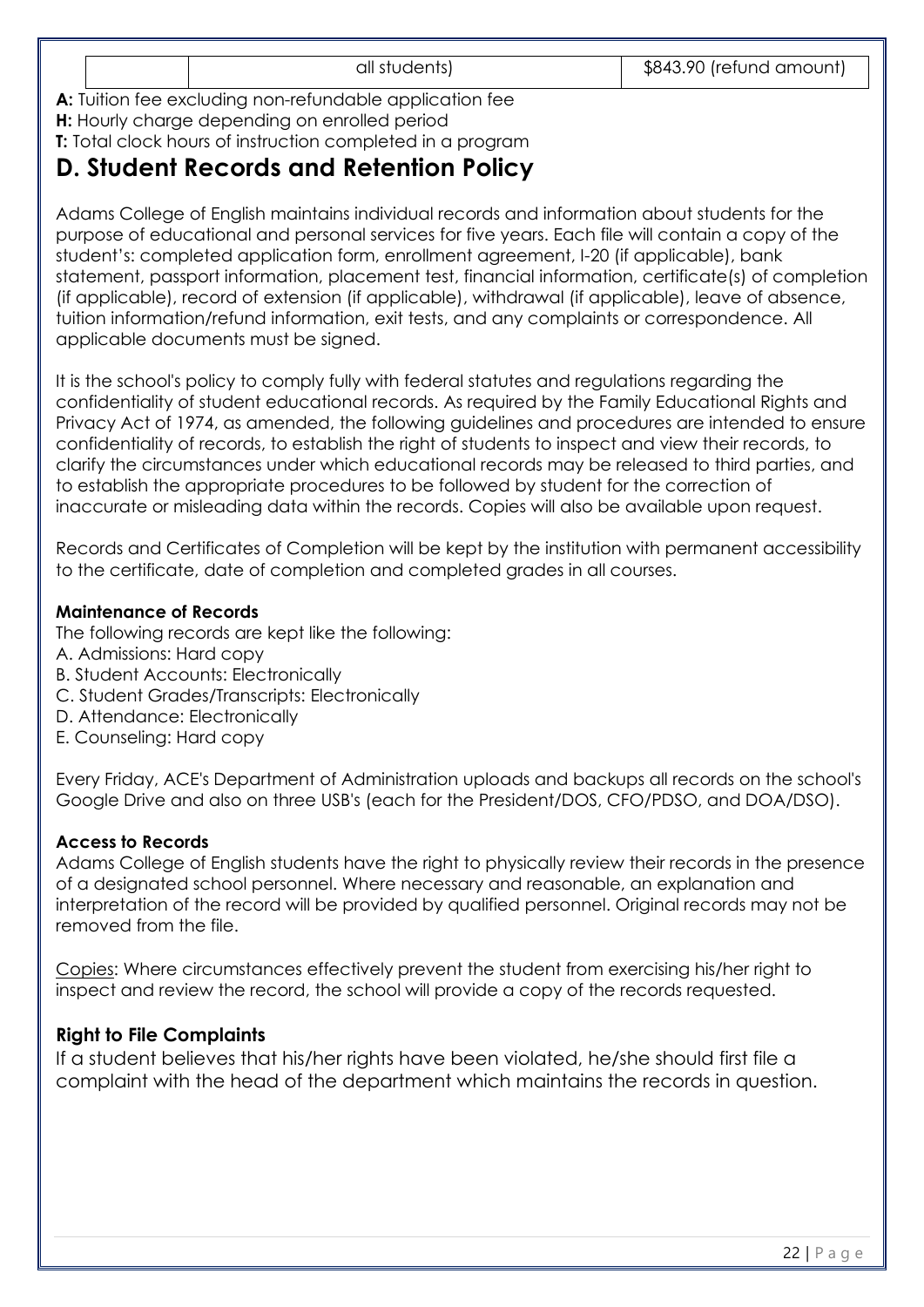|  | all students) | $843.90 (refund amount) |
|---|---|---|

**A:** Tuition fee excluding non-refundable application fee
**H:** Hourly charge depending on enrolled period
**T:** Total clock hours of instruction completed in a program

## D. Student Records and Retention Policy

Adams College of English maintains individual records and information about students for the purpose of educational and personal services for five years. Each file will contain a copy of the student's: completed application form, enrollment agreement, I-20 (if applicable), bank statement, passport information, placement test, financial information, certificate(s) of completion (if applicable), record of extension (if applicable), withdrawal (if applicable), leave of absence, tuition information/refund information, exit tests, and any complaints or correspondence. All applicable documents must be signed.

It is the school's policy to comply fully with federal statutes and regulations regarding the confidentiality of student educational records. As required by the Family Educational Rights and Privacy Act of 1974, as amended, the following guidelines and procedures are intended to ensure confidentiality of records, to establish the right of students to inspect and view their records, to clarify the circumstances under which educational records may be released to third parties, and to establish the appropriate procedures to be followed by student for the correction of inaccurate or misleading data within the records. Copies will also be available upon request.

Records and Certificates of Completion will be kept by the institution with permanent accessibility to the certificate, date of completion and completed grades in all courses.

### Maintenance of Records

The following records are kept like the following:
A. Admissions: Hard copy
B. Student Accounts: Electronically
C. Student Grades/Transcripts: Electronically
D. Attendance: Electronically
E. Counseling: Hard copy

Every Friday, ACE's Department of Administration uploads and backups all records on the school's Google Drive and also on three USB's (each for the President/DOS, CFO/PDSO, and DOA/DSO).

### Access to Records

Adams College of English students have the right to physically review their records in the presence of a designated school personnel. Where necessary and reasonable, an explanation and interpretation of the record will be provided by qualified personnel. Original records may not be removed from the file.

Copies: Where circumstances effectively prevent the student from exercising his/her right to inspect and review the record, the school will provide a copy of the records requested.

### Right to File Complaints

If a student believes that his/her rights have been violated, he/she should first file a complaint with the head of the department which maintains the records in question.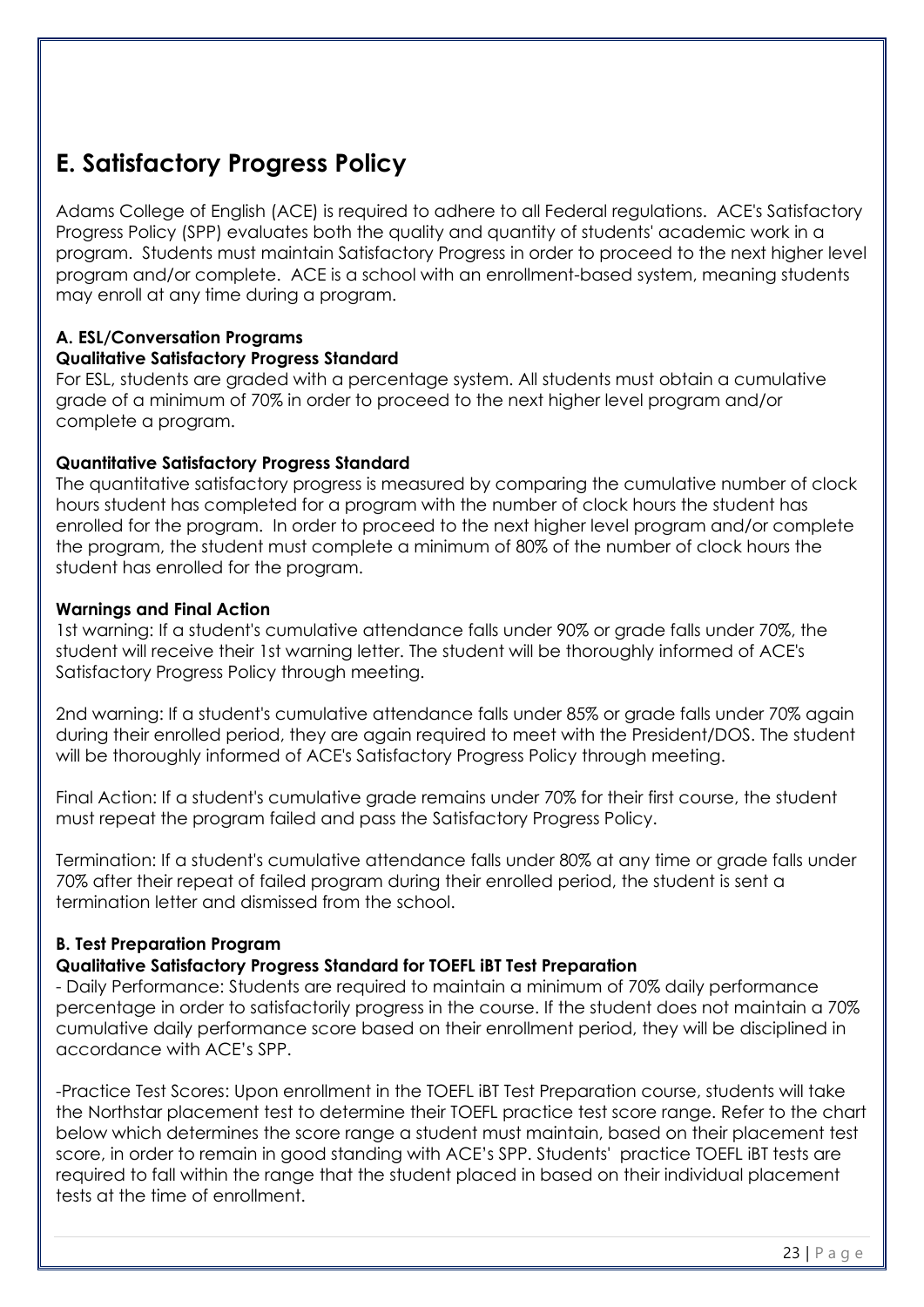# E. Satisfactory Progress Policy

Adams College of English (ACE) is required to adhere to all Federal regulations. ACE's Satisfactory Progress Policy (SPP) evaluates both the quality and quantity of students' academic work in a program. Students must maintain Satisfactory Progress in order to proceed to the next higher level program and/or complete. ACE is a school with an enrollment-based system, meaning students may enroll at any time during a program.

**A. ESL/Conversation Programs**

**Qualitative Satisfactory Progress Standard**

For ESL, students are graded with a percentage system. All students must obtain a cumulative grade of a minimum of 70% in order to proceed to the next higher level program and/or complete a program.

**Quantitative Satisfactory Progress Standard**

The quantitative satisfactory progress is measured by comparing the cumulative number of clock hours student has completed for a program with the number of clock hours the student has enrolled for the program. In order to proceed to the next higher level program and/or complete the program, the student must complete a minimum of 80% of the number of clock hours the student has enrolled for the program.

**Warnings and Final Action**

1st warning: If a student's cumulative attendance falls under 90% or grade falls under 70%, the student will receive their 1st warning letter. The student will be thoroughly informed of ACE's Satisfactory Progress Policy through meeting.

2nd warning: If a student's cumulative attendance falls under 85% or grade falls under 70% again during their enrolled period, they are again required to meet with the President/DOS. The student will be thoroughly informed of ACE's Satisfactory Progress Policy through meeting.

Final Action: If a student's cumulative grade remains under 70% for their first course, the student must repeat the program failed and pass the Satisfactory Progress Policy.

Termination: If a student's cumulative attendance falls under 80% at any time or grade falls under 70% after their repeat of failed program during their enrolled period, the student is sent a termination letter and dismissed from the school.

**B. Test Preparation Program**

**Qualitative Satisfactory Progress Standard for TOEFL iBT Test Preparation**

- Daily Performance: Students are required to maintain a minimum of 70% daily performance percentage in order to satisfactorily progress in the course. If the student does not maintain a 70% cumulative daily performance score based on their enrollment period, they will be disciplined in accordance with ACE's SPP.

-Practice Test Scores: Upon enrollment in the TOEFL iBT Test Preparation course, students will take the Northstar placement test to determine their TOEFL practice test score range. Refer to the chart below which determines the score range a student must maintain, based on their placement test score, in order to remain in good standing with ACE's SPP. Students' practice TOEFL iBT tests are required to fall within the range that the student placed in based on their individual placement tests at the time of enrollment.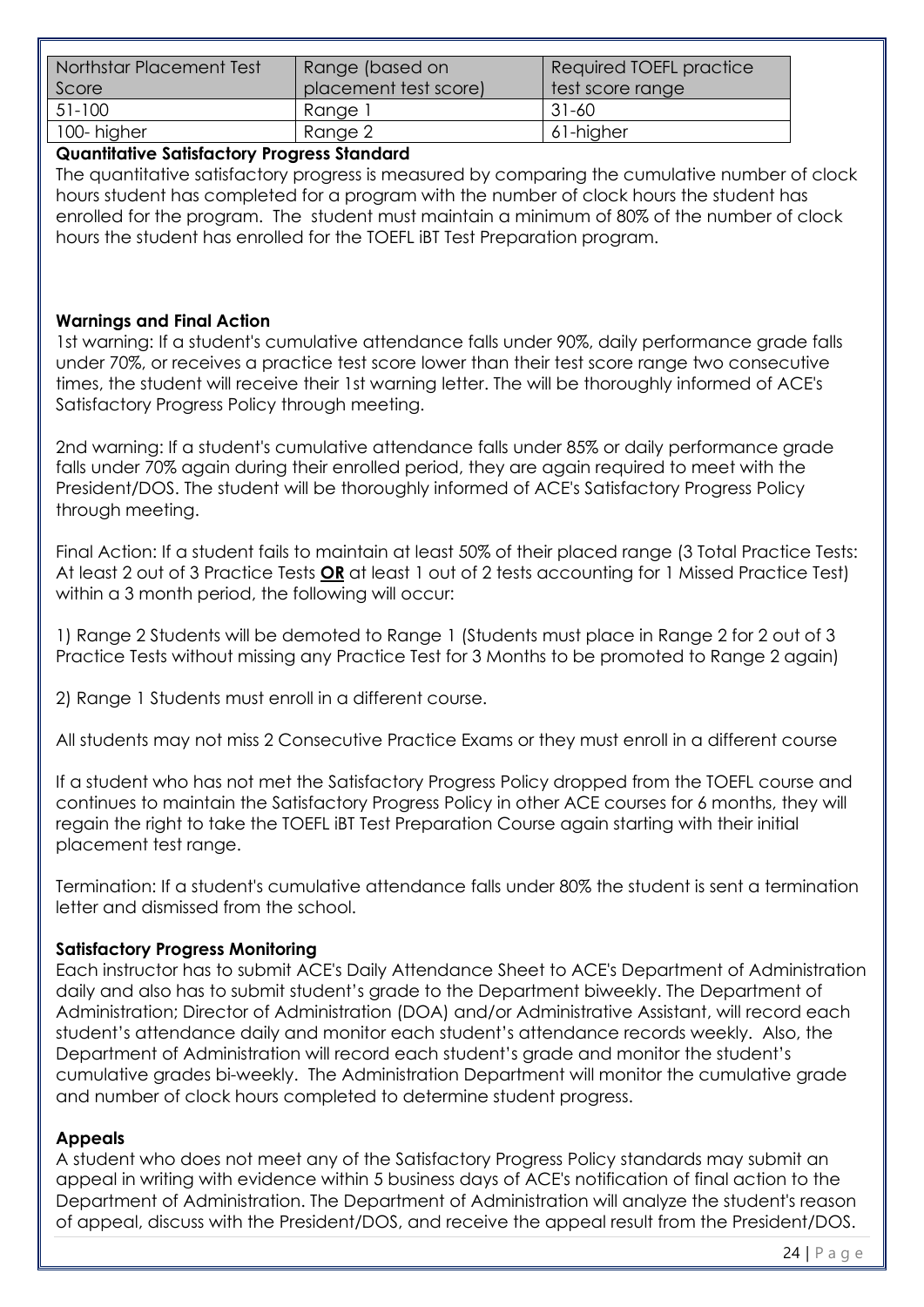| Northstar Placement Test Score | Range (based on placement test score) | Required TOEFL practice test score range |
| --- | --- | --- |
| 51-100 | Range 1 | 31-60 |
| 100- higher | Range 2 | 61-higher |

**Quantitative Satisfactory Progress Standard**

The quantitative satisfactory progress is measured by comparing the cumulative number of clock hours student has completed for a program with the number of clock hours the student has enrolled for the program. The student must maintain a minimum of 80% of the number of clock hours the student has enrolled for the TOEFL iBT Test Preparation program.

**Warnings and Final Action**

1st warning: If a student's cumulative attendance falls under 90%, daily performance grade falls under 70%, or receives a practice test score lower than their test score range two consecutive times, the student will receive their 1st warning letter. The will be thoroughly informed of ACE's Satisfactory Progress Policy through meeting.

2nd warning: If a student's cumulative attendance falls under 85% or daily performance grade falls under 70% again during their enrolled period, they are again required to meet with the President/DOS. The student will be thoroughly informed of ACE's Satisfactory Progress Policy through meeting.

Final Action: If a student fails to maintain at least 50% of their placed range (3 Total Practice Tests: At least 2 out of 3 Practice Tests <u>**OR**</u> at least 1 out of 2 tests accounting for 1 Missed Practice Test) within a 3 month period, the following will occur:

1) Range 2 Students will be demoted to Range 1 (Students must place in Range 2 for 2 out of 3 Practice Tests without missing any Practice Test for 3 Months to be promoted to Range 2 again)

2) Range 1 Students must enroll in a different course.

All students may not miss 2 Consecutive Practice Exams or they must enroll in a different course

If a student who has not met the Satisfactory Progress Policy dropped from the TOEFL course and continues to maintain the Satisfactory Progress Policy in other ACE courses for 6 months, they will regain the right to take the TOEFL iBT Test Preparation Course again starting with their initial placement test range.

Termination: If a student's cumulative attendance falls under 80% the student is sent a termination letter and dismissed from the school.

**Satisfactory Progress Monitoring**

Each instructor has to submit ACE's Daily Attendance Sheet to ACE's Department of Administration daily and also has to submit student's grade to the Department biweekly. The Department of Administration; Director of Administration (DOA) and/or Administrative Assistant, will record each student's attendance daily and monitor each student's attendance records weekly. Also, the Department of Administration will record each student's grade and monitor the student's cumulative grades bi-weekly. The Administration Department will monitor the cumulative grade and number of clock hours completed to determine student progress.

**Appeals**

A student who does not meet any of the Satisfactory Progress Policy standards may submit an appeal in writing with evidence within 5 business days of ACE's notification of final action to the Department of Administration. The Department of Administration will analyze the student's reason of appeal, discuss with the President/DOS, and receive the appeal result from the President/DOS.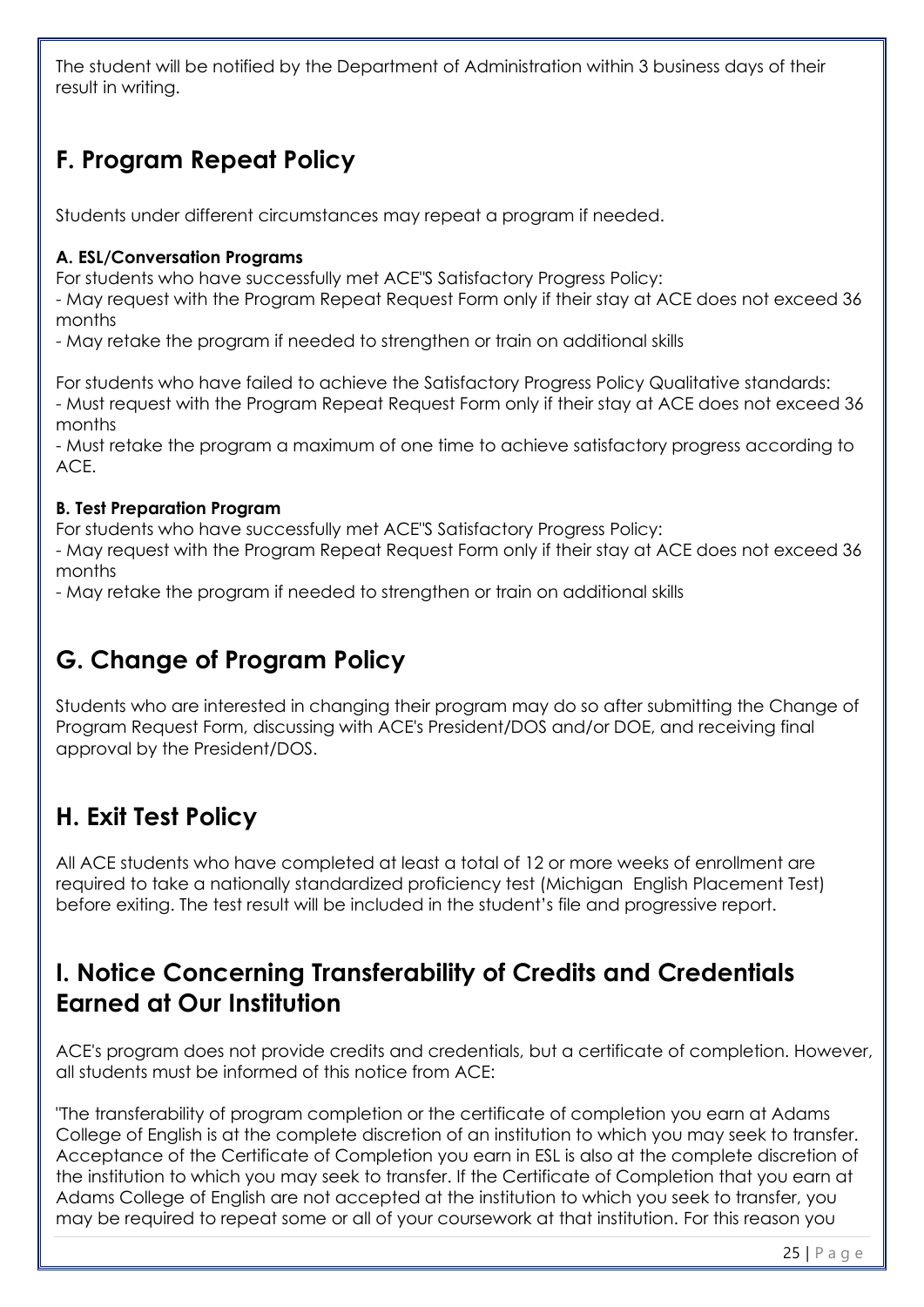The student will be notified by the Department of Administration within 3 business days of their result in writing.

## F. Program Repeat Policy

Students under different circumstances may repeat a program if needed.

**A. ESL/Conversation Programs**

For students who have successfully met ACE"S Satisfactory Progress Policy:

- May request with the Program Repeat Request Form only if their stay at ACE does not exceed 36 months
- May retake the program if needed to strengthen or train on additional skills

For students who have failed to achieve the Satisfactory Progress Policy Qualitative standards:

- Must request with the Program Repeat Request Form only if their stay at ACE does not exceed 36 months
- Must retake the program a maximum of one time to achieve satisfactory progress according to ACE.

**B. Test Preparation Program**

For students who have successfully met ACE"S Satisfactory Progress Policy:

- May request with the Program Repeat Request Form only if their stay at ACE does not exceed 36 months
- May retake the program if needed to strengthen or train on additional skills

## G. Change of Program Policy

Students who are interested in changing their program may do so after submitting the Change of Program Request Form, discussing with ACE's President/DOS and/or DOE, and receiving final approval by the President/DOS.

## H. Exit Test Policy

All ACE students who have completed at least a total of 12 or more weeks of enrollment are required to take a nationally standardized proficiency test (Michigan English Placement Test) before exiting. The test result will be included in the student's file and progressive report.

## I. Notice Concerning Transferability of Credits and Credentials Earned at Our Institution

ACE's program does not provide credits and credentials, but a certificate of completion. However, all students must be informed of this notice from ACE:

"The transferability of program completion or the certificate of completion you earn at Adams College of English is at the complete discretion of an institution to which you may seek to transfer. Acceptance of the Certificate of Completion you earn in ESL is also at the complete discretion of the institution to which you may seek to transfer. If the Certificate of Completion that you earn at Adams College of English are not accepted at the institution to which you seek to transfer, you may be required to repeat some or all of your coursework at that institution. For this reason you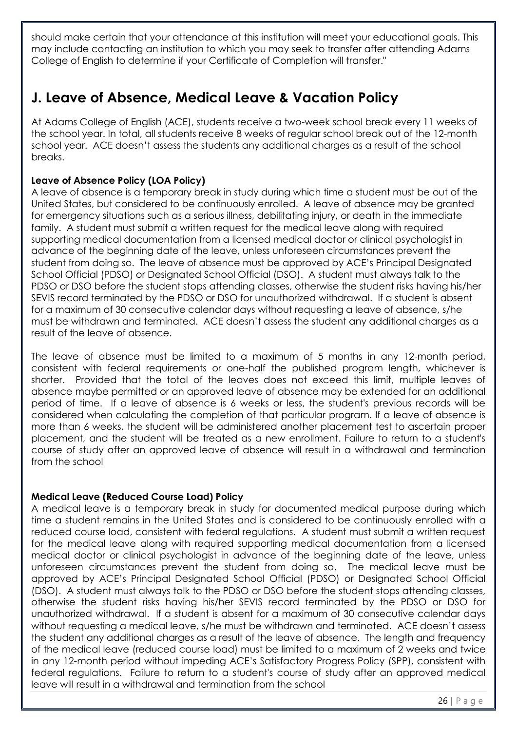should make certain that your attendance at this institution will meet your educational goals. This may include contacting an institution to which you may seek to transfer after attending Adams College of English to determine if your Certificate of Completion will transfer."

## J. Leave of Absence, Medical Leave & Vacation Policy

At Adams College of English (ACE), students receive a two-week school break every 11 weeks of the school year. In total, all students receive 8 weeks of regular school break out of the 12-month school year. ACE doesn't assess the students any additional charges as a result of the school breaks.

**Leave of Absence Policy (LOA Policy)**

A leave of absence is a temporary break in study during which time a student must be out of the United States, but considered to be continuously enrolled. A leave of absence may be granted for emergency situations such as a serious illness, debilitating injury, or death in the immediate family. A student must submit a written request for the medical leave along with required supporting medical documentation from a licensed medical doctor or clinical psychologist in advance of the beginning date of the leave, unless unforeseen circumstances prevent the student from doing so. The leave of absence must be approved by ACE's Principal Designated School Official (PDSO) or Designated School Official (DSO). A student must always talk to the PDSO or DSO before the student stops attending classes, otherwise the student risks having his/her SEVIS record terminated by the PDSO or DSO for unauthorized withdrawal. If a student is absent for a maximum of 30 consecutive calendar days without requesting a leave of absence, s/he must be withdrawn and terminated. ACE doesn't assess the student any additional charges as a result of the leave of absence.

The leave of absence must be limited to a maximum of 5 months in any 12-month period, consistent with federal requirements or one-half the published program length, whichever is shorter. Provided that the total of the leaves does not exceed this limit, multiple leaves of absence maybe permitted or an approved leave of absence may be extended for an additional period of time. If a leave of absence is 6 weeks or less, the student's previous records will be considered when calculating the completion of that particular program. If a leave of absence is more than 6 weeks, the student will be administered another placement test to ascertain proper placement, and the student will be treated as a new enrollment. Failure to return to a student's course of study after an approved leave of absence will result in a withdrawal and termination from the school

**Medical Leave (Reduced Course Load) Policy**

A medical leave is a temporary break in study for documented medical purpose during which time a student remains in the United States and is considered to be continuously enrolled with a reduced course load, consistent with federal regulations. A student must submit a written request for the medical leave along with required supporting medical documentation from a licensed medical doctor or clinical psychologist in advance of the beginning date of the leave, unless unforeseen circumstances prevent the student from doing so. The medical leave must be approved by ACE's Principal Designated School Official (PDSO) or Designated School Official (DSO). A student must always talk to the PDSO or DSO before the student stops attending classes, otherwise the student risks having his/her SEVIS record terminated by the PDSO or DSO for unauthorized withdrawal. If a student is absent for a maximum of 30 consecutive calendar days without requesting a medical leave, s/he must be withdrawn and terminated. ACE doesn't assess the student any additional charges as a result of the leave of absence. The length and frequency of the medical leave (reduced course load) must be limited to a maximum of 2 weeks and twice in any 12-month period without impeding ACE's Satisfactory Progress Policy (SPP), consistent with federal regulations. Failure to return to a student's course of study after an approved medical leave will result in a withdrawal and termination from the school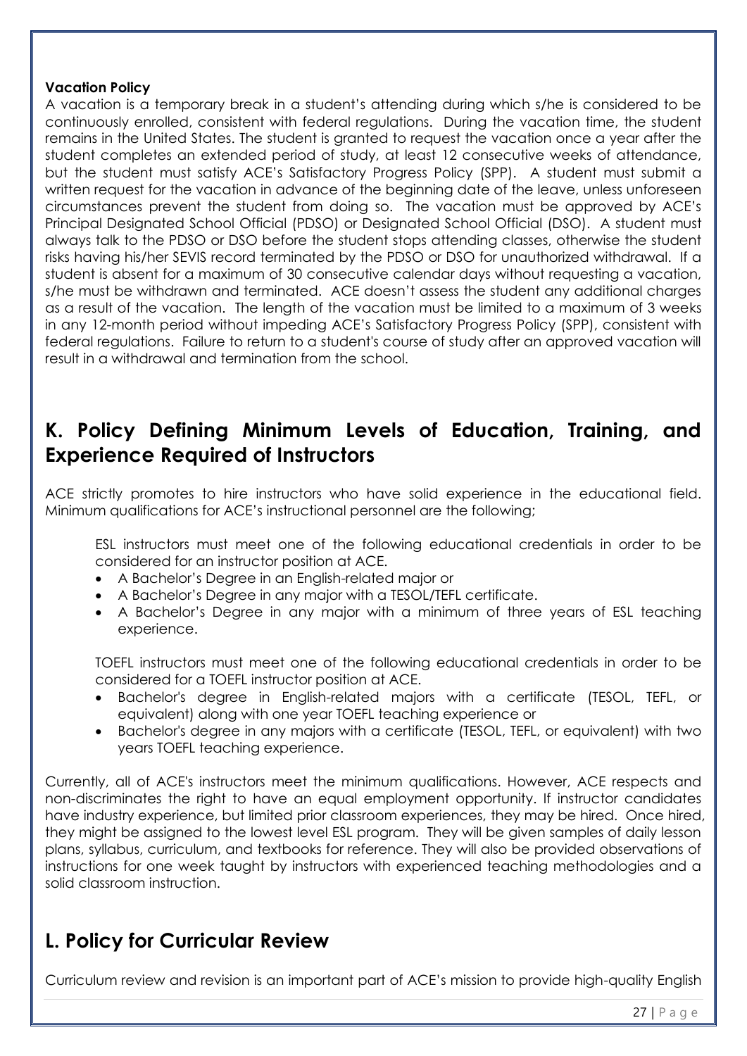**Vacation Policy**

A vacation is a temporary break in a student's attending during which s/he is considered to be continuously enrolled, consistent with federal regulations. During the vacation time, the student remains in the United States. The student is granted to request the vacation once a year after the student completes an extended period of study, at least 12 consecutive weeks of attendance, but the student must satisfy ACE's Satisfactory Progress Policy (SPP). A student must submit a written request for the vacation in advance of the beginning date of the leave, unless unforeseen circumstances prevent the student from doing so. The vacation must be approved by ACE's Principal Designated School Official (PDSO) or Designated School Official (DSO). A student must always talk to the PDSO or DSO before the student stops attending classes, otherwise the student risks having his/her SEVIS record terminated by the PDSO or DSO for unauthorized withdrawal. If a student is absent for a maximum of 30 consecutive calendar days without requesting a vacation, s/he must be withdrawn and terminated. ACE doesn't assess the student any additional charges as a result of the vacation. The length of the vacation must be limited to a maximum of 3 weeks in any 12-month period without impeding ACE's Satisfactory Progress Policy (SPP), consistent with federal regulations. Failure to return to a student's course of study after an approved vacation will result in a withdrawal and termination from the school.

## K. Policy Defining Minimum Levels of Education, Training, and Experience Required of Instructors

ACE strictly promotes to hire instructors who have solid experience in the educational field. Minimum qualifications for ACE's instructional personnel are the following;

ESL instructors must meet one of the following educational credentials in order to be considered for an instructor position at ACE.

- A Bachelor's Degree in an English-related major or
- A Bachelor's Degree in any major with a TESOL/TEFL certificate.
- A Bachelor's Degree in any major with a minimum of three years of ESL teaching experience.

TOEFL instructors must meet one of the following educational credentials in order to be considered for a TOEFL instructor position at ACE.

- Bachelor's degree in English-related majors with a certificate (TESOL, TEFL, or equivalent) along with one year TOEFL teaching experience or
- Bachelor's degree in any majors with a certificate (TESOL, TEFL, or equivalent) with two years TOEFL teaching experience.

Currently, all of ACE's instructors meet the minimum qualifications. However, ACE respects and non-discriminates the right to have an equal employment opportunity. If instructor candidates have industry experience, but limited prior classroom experiences, they may be hired. Once hired, they might be assigned to the lowest level ESL program. They will be given samples of daily lesson plans, syllabus, curriculum, and textbooks for reference. They will also be provided observations of instructions for one week taught by instructors with experienced teaching methodologies and a solid classroom instruction.

## L. Policy for Curricular Review

Curriculum review and revision is an important part of ACE's mission to provide high-quality English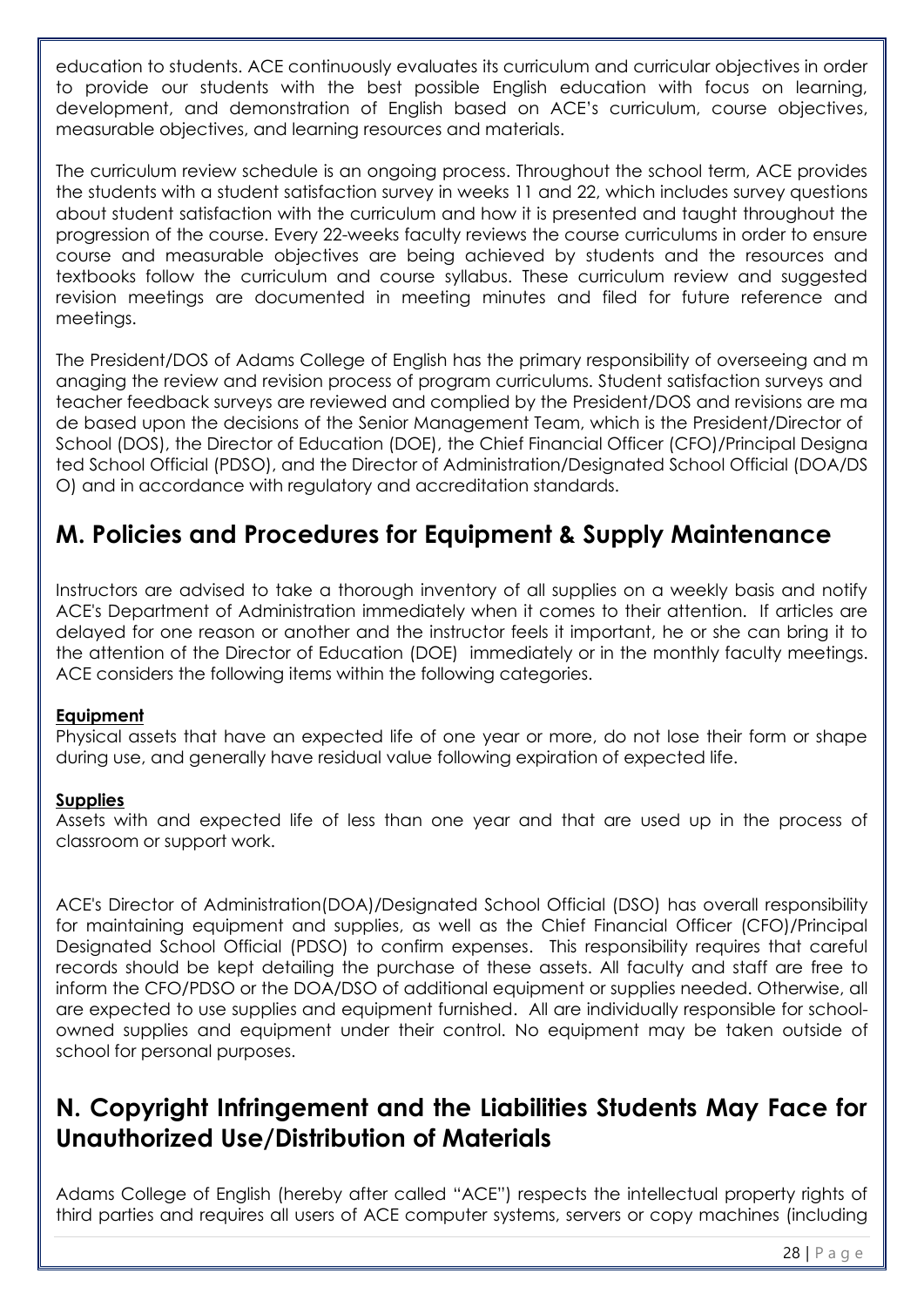education to students. ACE continuously evaluates its curriculum and curricular objectives in order to provide our students with the best possible English education with focus on learning, development, and demonstration of English based on ACE's curriculum, course objectives, measurable objectives, and learning resources and materials.

The curriculum review schedule is an ongoing process. Throughout the school term, ACE provides the students with a student satisfaction survey in weeks 11 and 22, which includes survey questions about student satisfaction with the curriculum and how it is presented and taught throughout the progression of the course. Every 22-weeks faculty reviews the course curriculums in order to ensure course and measurable objectives are being achieved by students and the resources and textbooks follow the curriculum and course syllabus. These curriculum review and suggested revision meetings are documented in meeting minutes and filed for future reference and meetings.

The President/DOS of Adams College of English has the primary responsibility of overseeing and m anaging the review and revision process of program curriculums. Student satisfaction surveys and teacher feedback surveys are reviewed and complied by the President/DOS and revisions are ma de based upon the decisions of the Senior Management Team, which is the President/Director of School (DOS), the Director of Education (DOE), the Chief Financial Officer (CFO)/Principal Designa ted School Official (PDSO), and the Director of Administration/Designated School Official (DOA/DS O) and in accordance with regulatory and accreditation standards.

## M. Policies and Procedures for Equipment & Supply Maintenance

Instructors are advised to take a thorough inventory of all supplies on a weekly basis and notify ACE's Department of Administration immediately when it comes to their attention. If articles are delayed for one reason or another and the instructor feels it important, he or she can bring it to the attention of the Director of Education (DOE) immediately or in the monthly faculty meetings. ACE considers the following items within the following categories.

**Equipment**

Physical assets that have an expected life of one year or more, do not lose their form or shape during use, and generally have residual value following expiration of expected life.

**Supplies**

Assets with and expected life of less than one year and that are used up in the process of classroom or support work.

ACE's Director of Administration(DOA)/Designated School Official (DSO) has overall responsibility for maintaining equipment and supplies, as well as the Chief Financial Officer (CFO)/Principal Designated School Official (PDSO) to confirm expenses. This responsibility requires that careful records should be kept detailing the purchase of these assets. All faculty and staff are free to inform the CFO/PDSO or the DOA/DSO of additional equipment or supplies needed. Otherwise, all are expected to use supplies and equipment furnished. All are individually responsible for school-owned supplies and equipment under their control. No equipment may be taken outside of school for personal purposes.

## N. Copyright Infringement and the Liabilities Students May Face for Unauthorized Use/Distribution of Materials

Adams College of English (hereby after called "ACE") respects the intellectual property rights of third parties and requires all users of ACE computer systems, servers or copy machines (including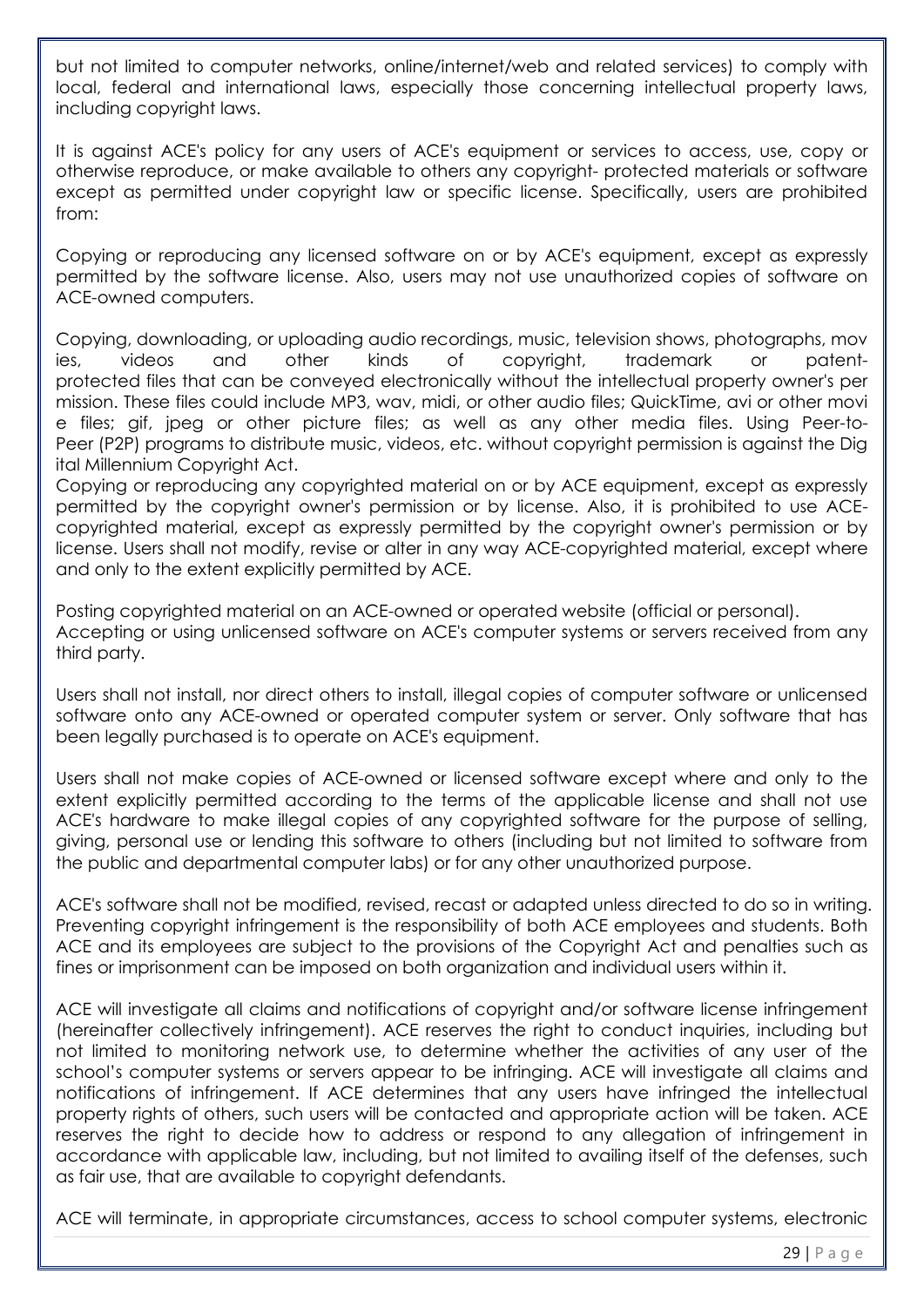but not limited to computer networks, online/internet/web and related services) to comply with local, federal and international laws, especially those concerning intellectual property laws, including copyright laws.

It is against ACE's policy for any users of ACE's equipment or services to access, use, copy or otherwise reproduce, or make available to others any copyright- protected materials or software except as permitted under copyright law or specific license. Specifically, users are prohibited from:

Copying or reproducing any licensed software on or by ACE's equipment, except as expressly permitted by the software license. Also, users may not use unauthorized copies of software on ACE-owned computers.

Copying, downloading, or uploading audio recordings, music, television shows, photographs, movies, videos and other kinds of copyright, trademark or patent-protected files that can be conveyed electronically without the intellectual property owner's permission. These files could include MP3, wav, midi, or other audio files; QuickTime, avi or other movie files; gif, jpeg or other picture files; as well as any other media files. Using Peer-to-Peer (P2P) programs to distribute music, videos, etc. without copyright permission is against the Digital Millennium Copyright Act.
Copying or reproducing any copyrighted material on or by ACE equipment, except as expressly permitted by the copyright owner's permission or by license. Also, it is prohibited to use ACE-copyrighted material, except as expressly permitted by the copyright owner's permission or by license. Users shall not modify, revise or alter in any way ACE-copyrighted material, except where and only to the extent explicitly permitted by ACE.

Posting copyrighted material on an ACE-owned or operated website (official or personal).
Accepting or using unlicensed software on ACE's computer systems or servers received from any third party.

Users shall not install, nor direct others to install, illegal copies of computer software or unlicensed software onto any ACE-owned or operated computer system or server. Only software that has been legally purchased is to operate on ACE's equipment.

Users shall not make copies of ACE-owned or licensed software except where and only to the extent explicitly permitted according to the terms of the applicable license and shall not use ACE's hardware to make illegal copies of any copyrighted software for the purpose of selling, giving, personal use or lending this software to others (including but not limited to software from the public and departmental computer labs) or for any other unauthorized purpose.

ACE's software shall not be modified, revised, recast or adapted unless directed to do so in writing. Preventing copyright infringement is the responsibility of both ACE employees and students. Both ACE and its employees are subject to the provisions of the Copyright Act and penalties such as fines or imprisonment can be imposed on both organization and individual users within it.

ACE will investigate all claims and notifications of copyright and/or software license infringement (hereinafter collectively infringement). ACE reserves the right to conduct inquiries, including but not limited to monitoring network use, to determine whether the activities of any user of the school's computer systems or servers appear to be infringing. ACE will investigate all claims and notifications of infringement. If ACE determines that any users have infringed the intellectual property rights of others, such users will be contacted and appropriate action will be taken. ACE reserves the right to decide how to address or respond to any allegation of infringement in accordance with applicable law, including, but not limited to availing itself of the defenses, such as fair use, that are available to copyright defendants.

ACE will terminate, in appropriate circumstances, access to school computer systems, electronic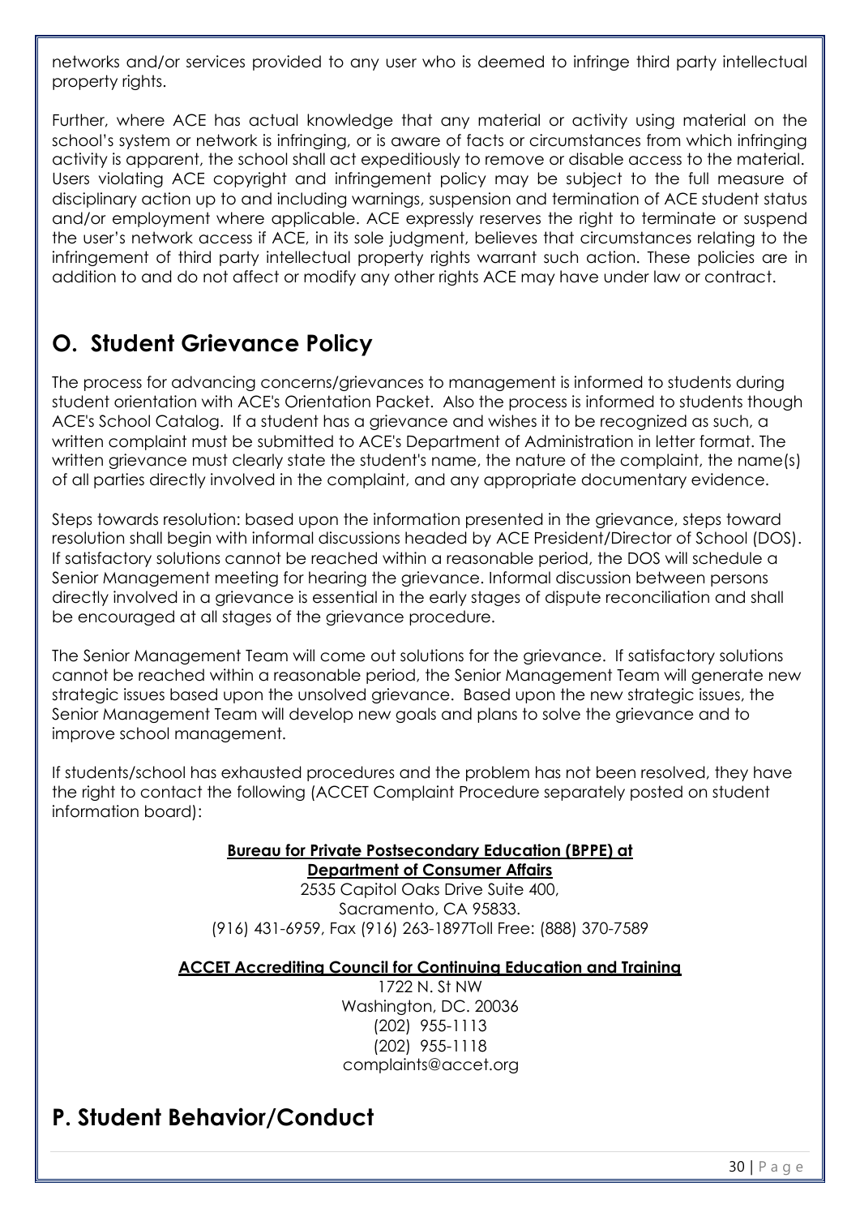networks and/or services provided to any user who is deemed to infringe third party intellectual property rights.

Further, where ACE has actual knowledge that any material or activity using material on the school's system or network is infringing, or is aware of facts or circumstances from which infringing activity is apparent, the school shall act expeditiously to remove or disable access to the material. Users violating ACE copyright and infringement policy may be subject to the full measure of disciplinary action up to and including warnings, suspension and termination of ACE student status and/or employment where applicable. ACE expressly reserves the right to terminate or suspend the user's network access if ACE, in its sole judgment, believes that circumstances relating to the infringement of third party intellectual property rights warrant such action. These policies are in addition to and do not affect or modify any other rights ACE may have under law or contract.

## O. Student Grievance Policy

The process for advancing concerns/grievances to management is informed to students during student orientation with ACE's Orientation Packet. Also the process is informed to students though ACE's School Catalog. If a student has a grievance and wishes it to be recognized as such, a written complaint must be submitted to ACE's Department of Administration in letter format. The written grievance must clearly state the student's name, the nature of the complaint, the name(s) of all parties directly involved in the complaint, and any appropriate documentary evidence.

Steps towards resolution: based upon the information presented in the grievance, steps toward resolution shall begin with informal discussions headed by ACE President/Director of School (DOS). If satisfactory solutions cannot be reached within a reasonable period, the DOS will schedule a Senior Management meeting for hearing the grievance. Informal discussion between persons directly involved in a grievance is essential in the early stages of dispute reconciliation and shall be encouraged at all stages of the grievance procedure.

The Senior Management Team will come out solutions for the grievance. If satisfactory solutions cannot be reached within a reasonable period, the Senior Management Team will generate new strategic issues based upon the unsolved grievance. Based upon the new strategic issues, the Senior Management Team will develop new goals and plans to solve the grievance and to improve school management.

If students/school has exhausted procedures and the problem has not been resolved, they have the right to contact the following (ACCET Complaint Procedure separately posted on student information board):

**Bureau for Private Postsecondary Education (BPPE) at Department of Consumer Affairs**
2535 Capitol Oaks Drive Suite 400,
Sacramento, CA 95833.
(916) 431-6959, Fax (916) 263-1897Toll Free: (888) 370-7589

**ACCET Accrediting Council for Continuing Education and Training**
1722 N. St NW
Washington, DC. 20036
(202) 955-1113
(202) 955-1118
complaints@accet.org

## P. Student Behavior/Conduct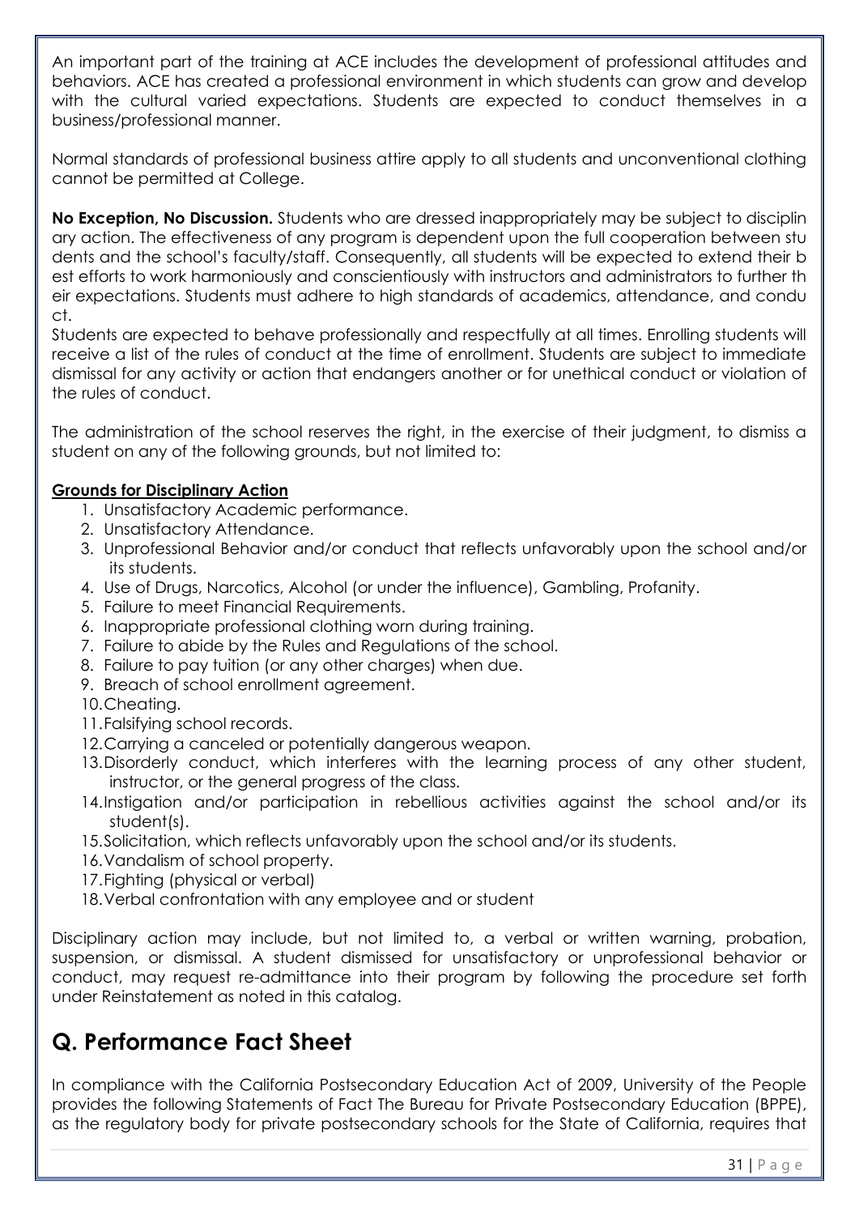An important part of the training at ACE includes the development of professional attitudes and behaviors. ACE has created a professional environment in which students can grow and develop with the cultural varied expectations. Students are expected to conduct themselves in a business/professional manner.

Normal standards of professional business attire apply to all students and unconventional clothing cannot be permitted at College.

**No Exception, No Discussion.** Students who are dressed inappropriately may be subject to disciplinary action. The effectiveness of any program is dependent upon the full cooperation between students and the school's faculty/staff. Consequently, all students will be expected to extend their best efforts to work harmoniously and conscientiously with instructors and administrators to further their expectations. Students must adhere to high standards of academics, attendance, and conduct.

Students are expected to behave professionally and respectfully at all times. Enrolling students will receive a list of the rules of conduct at the time of enrollment. Students are subject to immediate dismissal for any activity or action that endangers another or for unethical conduct or violation of the rules of conduct.

The administration of the school reserves the right, in the exercise of their judgment, to dismiss a student on any of the following grounds, but not limited to:

**Grounds for Disciplinary Action**

1. Unsatisfactory Academic performance.
2. Unsatisfactory Attendance.
3. Unprofessional Behavior and/or conduct that reflects unfavorably upon the school and/or its students.
4. Use of Drugs, Narcotics, Alcohol (or under the influence), Gambling, Profanity.
5. Failure to meet Financial Requirements.
6. Inappropriate professional clothing worn during training.
7. Failure to abide by the Rules and Regulations of the school.
8. Failure to pay tuition (or any other charges) when due.
9. Breach of school enrollment agreement.
10. Cheating.
11. Falsifying school records.
12. Carrying a canceled or potentially dangerous weapon.
13. Disorderly conduct, which interferes with the learning process of any other student, instructor, or the general progress of the class.
14. Instigation and/or participation in rebellious activities against the school and/or its student(s).
15. Solicitation, which reflects unfavorably upon the school and/or its students.
16. Vandalism of school property.
17. Fighting (physical or verbal)
18. Verbal confrontation with any employee and or student

Disciplinary action may include, but not limited to, a verbal or written warning, probation, suspension, or dismissal. A student dismissed for unsatisfactory or unprofessional behavior or conduct, may request re-admittance into their program by following the procedure set forth under Reinstatement as noted in this catalog.

## Q. Performance Fact Sheet

In compliance with the California Postsecondary Education Act of 2009, University of the People provides the following Statements of Fact The Bureau for Private Postsecondary Education (BPPE), as the regulatory body for private postsecondary schools for the State of California, requires that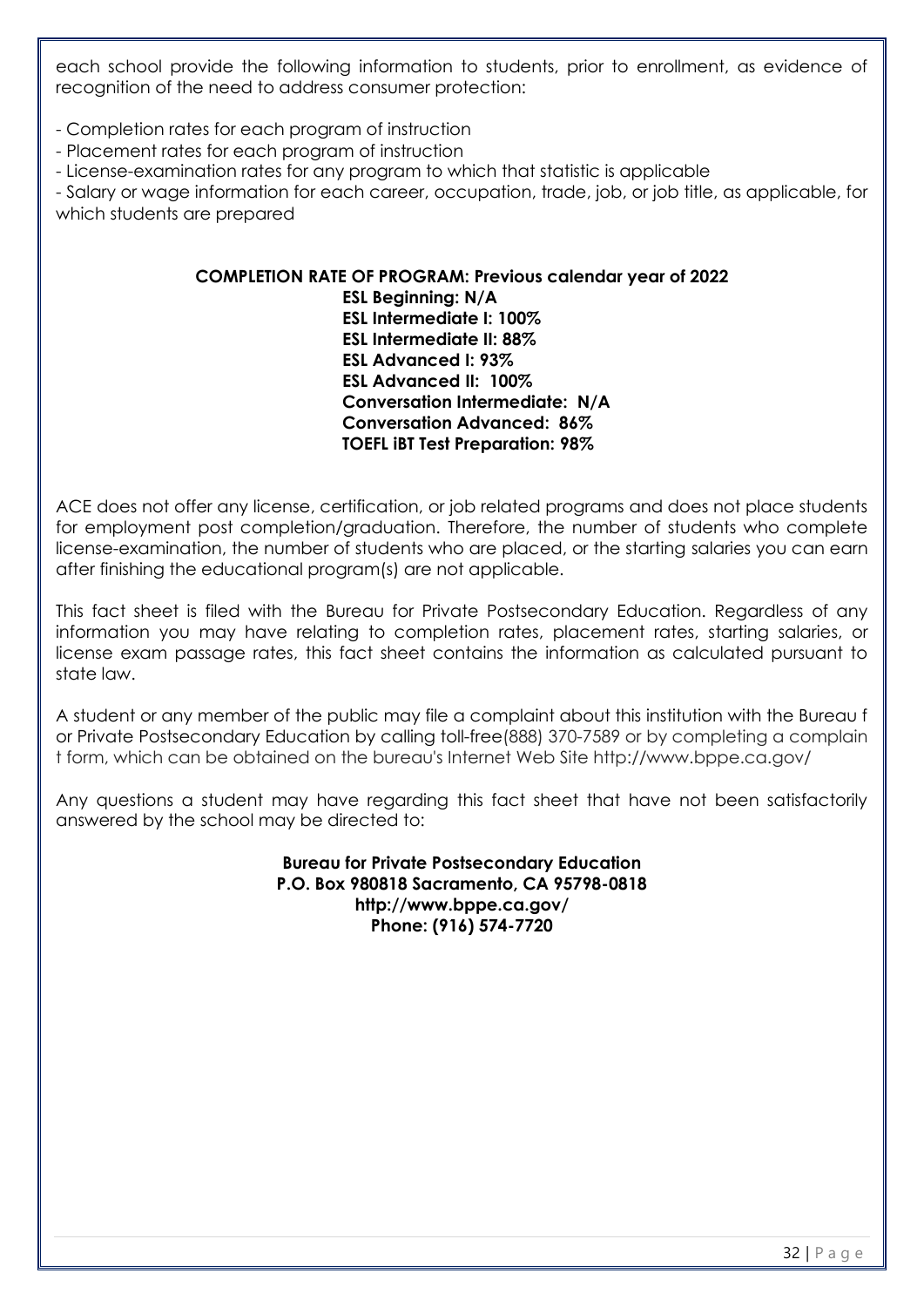each school provide the following information to students, prior to enrollment, as evidence of recognition of the need to address consumer protection:

- Completion rates for each program of instruction
- Placement rates for each program of instruction
- License-examination rates for any program to which that statistic is applicable
- Salary or wage information for each career, occupation, trade, job, or job title, as applicable, for which students are prepared

**COMPLETION RATE OF PROGRAM: Previous calendar year of 2022**

**ESL Beginning: N/A**
**ESL Intermediate I: 100%**
**ESL Intermediate II: 88%**
**ESL Advanced I: 93%**
**ESL Advanced II: 100%**
**Conversation Intermediate: N/A**
**Conversation Advanced: 86%**
**TOEFL iBT Test Preparation: 98%**

ACE does not offer any license, certification, or job related programs and does not place students for employment post completion/graduation. Therefore, the number of students who complete license-examination, the number of students who are placed, or the starting salaries you can earn after finishing the educational program(s) are not applicable.

This fact sheet is filed with the Bureau for Private Postsecondary Education. Regardless of any information you may have relating to completion rates, placement rates, starting salaries, or license exam passage rates, this fact sheet contains the information as calculated pursuant to state law.

A student or any member of the public may file a complaint about this institution with the Bureau f or Private Postsecondary Education by calling toll-free(888) 370-7589 or by completing a complain t form, which can be obtained on the bureau's Internet Web Site http://www.bppe.ca.gov/

Any questions a student may have regarding this fact sheet that have not been satisfactorily answered by the school may be directed to:

**Bureau for Private Postsecondary Education**
**P.O. Box 980818 Sacramento, CA 95798-0818**
**http://www.bppe.ca.gov/**
**Phone: (916) 574-7720**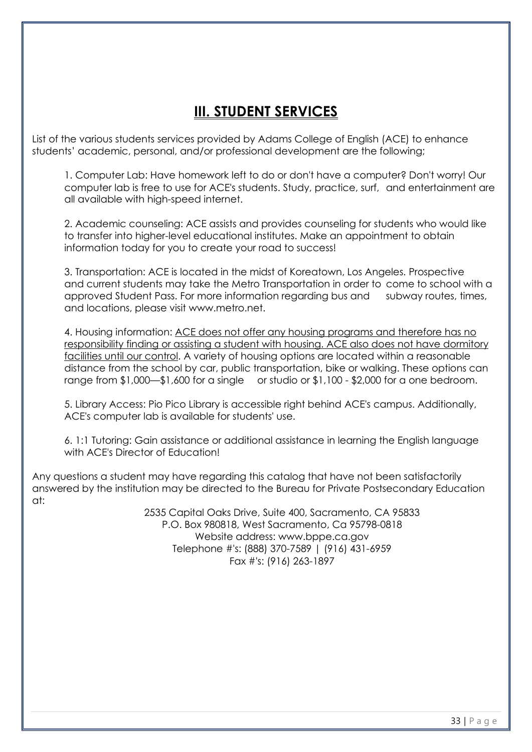# III. STUDENT SERVICES

List of the various students services provided by Adams College of English (ACE) to enhance students' academic, personal, and/or professional development are the following;

1. Computer Lab: Have homework left to do or don't have a computer? Don't worry! Our computer lab is free to use for ACE's students. Study, practice, surf, and entertainment are all available with high-speed internet.

2. Academic counseling: ACE assists and provides counseling for students who would like to transfer into higher-level educational institutes. Make an appointment to obtain information today for you to create your road to success!

3. Transportation: ACE is located in the midst of Koreatown, Los Angeles. Prospective and current students may take the Metro Transportation in order to come to school with a approved Student Pass. For more information regarding bus and subway routes, times, and locations, please visit www.metro.net.

4. Housing information: <u>ACE does not offer any housing programs and therefore has no responsibility finding or assisting a student with housing. ACE also does not have dormitory facilities until our control</u>. A variety of housing options are located within a reasonable distance from the school by car, public transportation, bike or walking. These options can range from $1,000—$1,600 for a single or studio or $1,100 - $2,000 for a one bedroom.

5. Library Access: Pio Pico Library is accessible right behind ACE's campus. Additionally, ACE's computer lab is available for students' use.

6. 1:1 Tutoring: Gain assistance or additional assistance in learning the English language with ACE's Director of Education!

Any questions a student may have regarding this catalog that have not been satisfactorily answered by the institution may be directed to the Bureau for Private Postsecondary Education at:

2535 Capital Oaks Drive, Suite 400, Sacramento, CA 95833
P.O. Box 980818, West Sacramento, Ca 95798-0818
Website address: www.bppe.ca.gov
Telephone #'s: (888) 370-7589 | (916) 431-6959
Fax #'s: (916) 263-1897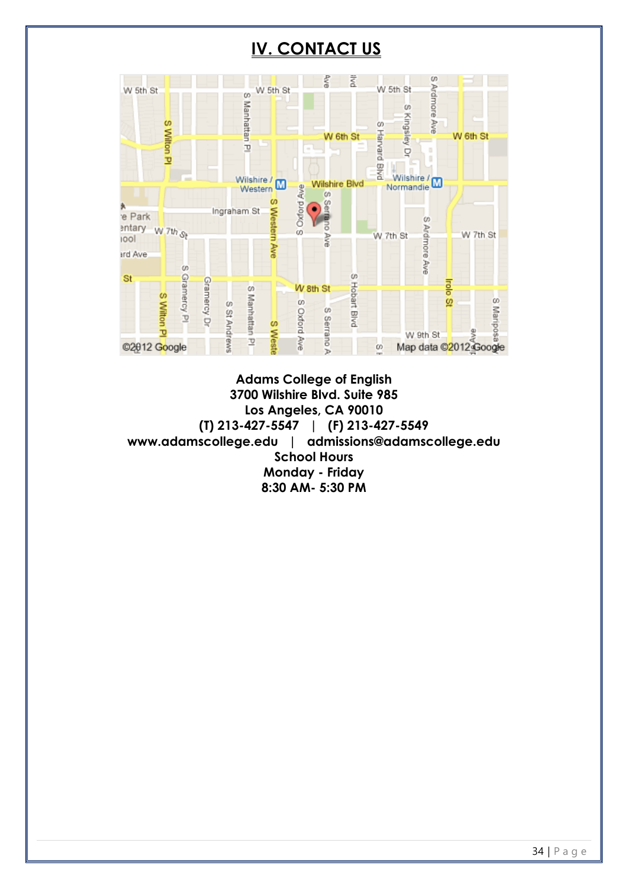# IV. CONTACT US

**Adams College of English**
**3700 Wilshire Blvd. Suite 985**
**Los Angeles, CA 90010**
**(T) 213-427-5547 | (F) 213-427-5549**
**www.adamscollege.edu | admissions@adamscollege.edu**
**School Hours**
**Monday - Friday**
**8:30 AM- 5:30 PM**